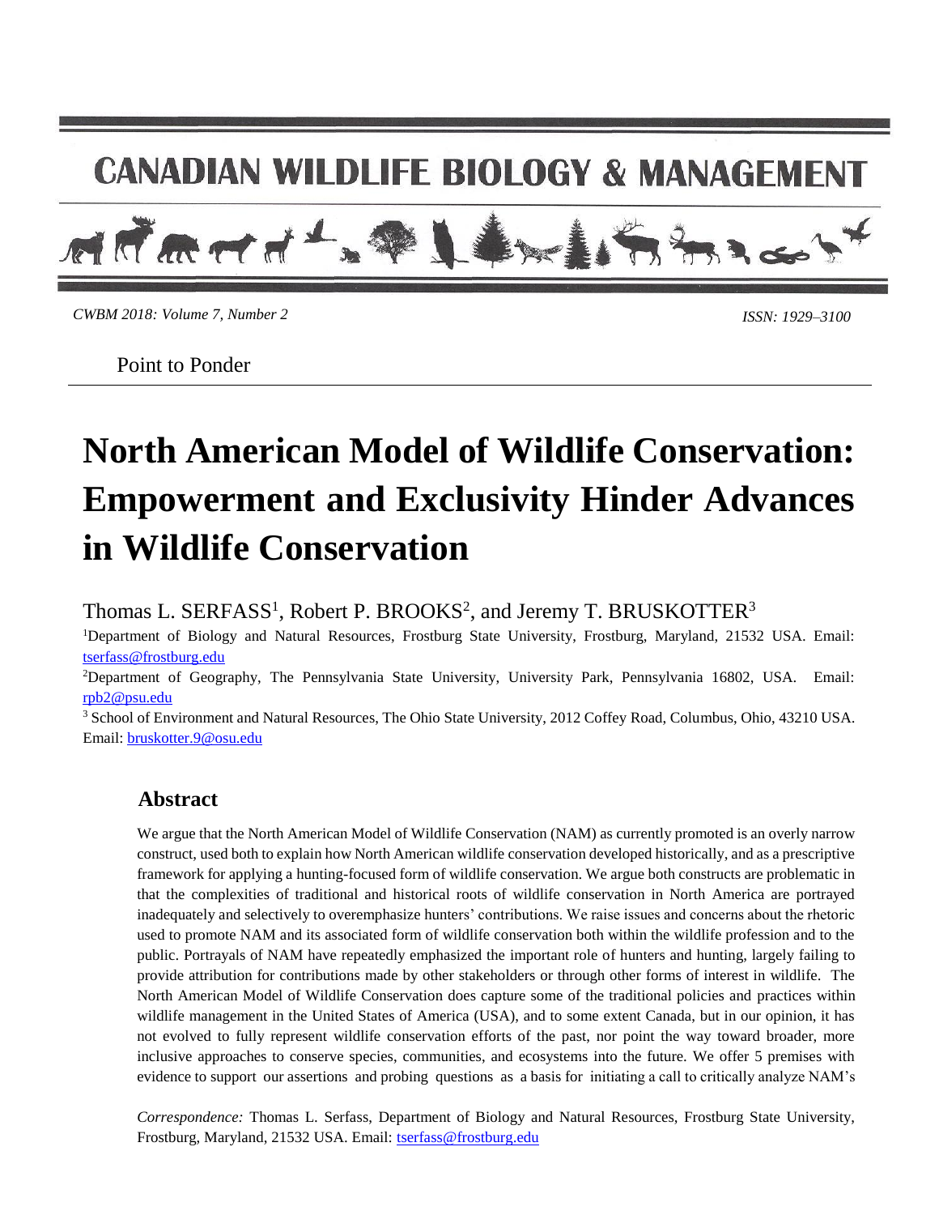# North American Model of Wildlife Conservation: Empowerment and Exclusivity Hinder Advances in Wildlife Conservation

Point to Ponder

Thomas L. SERFASS[1], Robert P. BROOKS[2], and Jeremy T. BRUSKOTTER[3]

[1]Department of Biology and Natural Resources, Frostburg State University, Frostburg, Maryland, 21532 USA. Email: tserfass@frostburg.edu

[2]Department of Geography, The Pennsylvania State University, University Park, Pennsylvania 16802, USA. Email: rpb2@psu.edu

[3] School of Environment and Natural Resources, The Ohio State University, 2012 Coffey Road, Columbus, Ohio, 43210 USA. Email: bruskotter.9@osu.edu

## Abstract

We argue that the North American Model of Wildlife Conservation (NAM) as currently promoted is an overly narrow construct, used both to explain how North American wildlife conservation developed historically, and as a prescriptive framework for applying a hunting-focused form of wildlife conservation. We argue both constructs are problematic in that the complexities of traditional and historical roots of wildlife conservation in North America are portrayed inadequately and selectively to overemphasize hunters' contributions. We raise issues and concerns about the rhetoric used to promote NAM and its associated form of wildlife conservation both within the wildlife profession and to the public. Portrayals of NAM have repeatedly emphasized the important role of hunters and hunting, largely failing to provide attribution for contributions made by other stakeholders or through other forms of interest in wildlife. The North American Model of Wildlife Conservation does capture some of the traditional policies and practices within wildlife management in the United States of America (USA), and to some extent Canada, but in our opinion, it has not evolved to fully represent wildlife conservation efforts of the past, nor point the way toward broader, more inclusive approaches to conserve species, communities, and ecosystems into the future. We offer 5 premises with evidence to support our assertions and probing questions as a basis for initiating a call to critically analyze NAM's

*Correspondence:* Thomas L. Serfass, Department of Biology and Natural Resources, Frostburg State University, Frostburg, Maryland, 21532 USA. Email: tserfass@frostburg.edu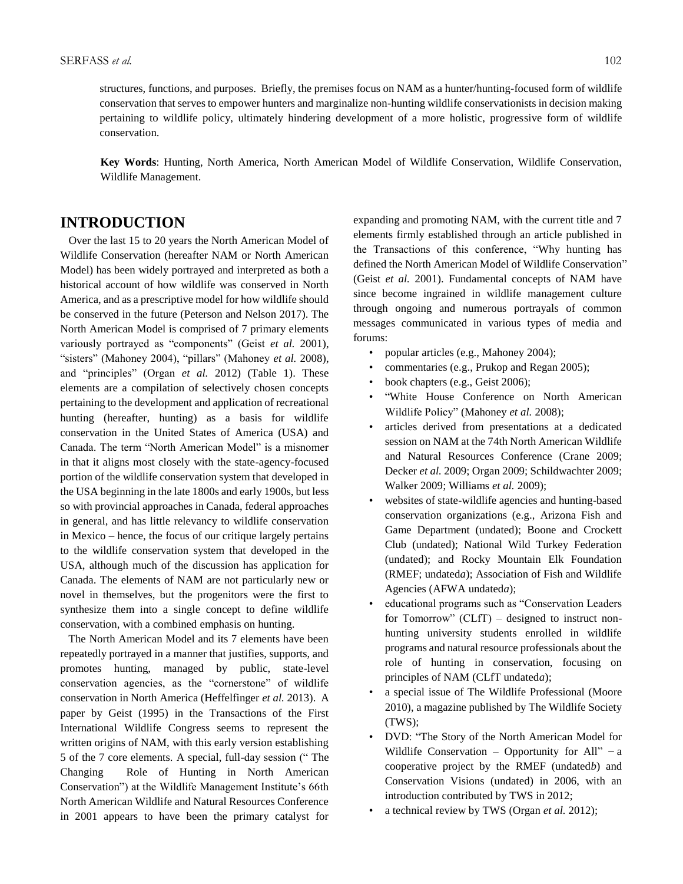structures, functions, and purposes. Briefly, the premises focus on NAM as a hunter/hunting-focused form of wildlife conservation that serves to empower hunters and marginalize non-hunting wildlife conservationists in decision making pertaining to wildlife policy, ultimately hindering development of a more holistic, progressive form of wildlife conservation.

**Key Words**: Hunting, North America, North American Model of Wildlife Conservation, Wildlife Conservation, Wildlife Management.

## INTRODUCTION

Over the last 15 to 20 years the North American Model of Wildlife Conservation (hereafter NAM or North American Model) has been widely portrayed and interpreted as both a historical account of how wildlife was conserved in North America, and as a prescriptive model for how wildlife should be conserved in the future (Peterson and Nelson 2017). The North American Model is comprised of 7 primary elements variously portrayed as "components" (Geist *et al.* 2001), "sisters" (Mahoney 2004), "pillars" (Mahoney *et al.* 2008), and "principles" (Organ *et al.* 2012) (Table 1). These elements are a compilation of selectively chosen concepts pertaining to the development and application of recreational hunting (hereafter, hunting) as a basis for wildlife conservation in the United States of America (USA) and Canada. The term "North American Model" is a misnomer in that it aligns most closely with the state-agency-focused portion of the wildlife conservation system that developed in the USA beginning in the late 1800s and early 1900s, but less so with provincial approaches in Canada, federal approaches in general, and has little relevancy to wildlife conservation in Mexico – hence, the focus of our critique largely pertains to the wildlife conservation system that developed in the USA, although much of the discussion has application for Canada. The elements of NAM are not particularly new or novel in themselves, but the progenitors were the first to synthesize them into a single concept to define wildlife conservation, with a combined emphasis on hunting.

The North American Model and its 7 elements have been repeatedly portrayed in a manner that justifies, supports, and promotes hunting, managed by public, state-level conservation agencies, as the "cornerstone" of wildlife conservation in North America (Heffelfinger *et al.* 2013). A paper by Geist (1995) in the Transactions of the First International Wildlife Congress seems to represent the written origins of NAM, with this early version establishing 5 of the 7 core elements. A special, full-day session (" The Changing Role of Hunting in North American Conservation") at the Wildlife Management Institute's 66th North American Wildlife and Natural Resources Conference in 2001 appears to have been the primary catalyst for expanding and promoting NAM, with the current title and 7 elements firmly established through an article published in the Transactions of this conference, "Why hunting has defined the North American Model of Wildlife Conservation" (Geist *et al.* 2001). Fundamental concepts of NAM have since become ingrained in wildlife management culture through ongoing and numerous portrayals of common messages communicated in various types of media and forums:

- popular articles (e.g., Mahoney 2004);
- commentaries (e.g., Prukop and Regan 2005);
- book chapters (e.g., Geist 2006);
- "White House Conference on North American Wildlife Policy" (Mahoney *et al.* 2008);
- articles derived from presentations at a dedicated session on NAM at the 74th North American Wildlife and Natural Resources Conference (Crane 2009; Decker *et al.* 2009; Organ 2009; Schildwachter 2009; Walker 2009; Williams *et al.* 2009);
- websites of state-wildlife agencies and hunting-based conservation organizations (e.g., Arizona Fish and Game Department (undated); Boone and Crockett Club (undated); National Wild Turkey Federation (undated); and Rocky Mountain Elk Foundation (RMEF; undated*a*); Association of Fish and Wildlife Agencies (AFWA undated*a*);
- educational programs such as "Conservation Leaders for Tomorrow" (CLfT) – designed to instruct non-hunting university students enrolled in wildlife programs and natural resource professionals about the role of hunting in conservation, focusing on principles of NAM (CLfT undated*a*);
- a special issue of The Wildlife Professional (Moore 2010), a magazine published by The Wildlife Society (TWS);
- DVD: "The Story of the North American Model for Wildlife Conservation – Opportunity for All" – a cooperative project by the RMEF (undated*b*) and Conservation Visions (undated) in 2006, with an introduction contributed by TWS in 2012;
- a technical review by TWS (Organ *et al.* 2012);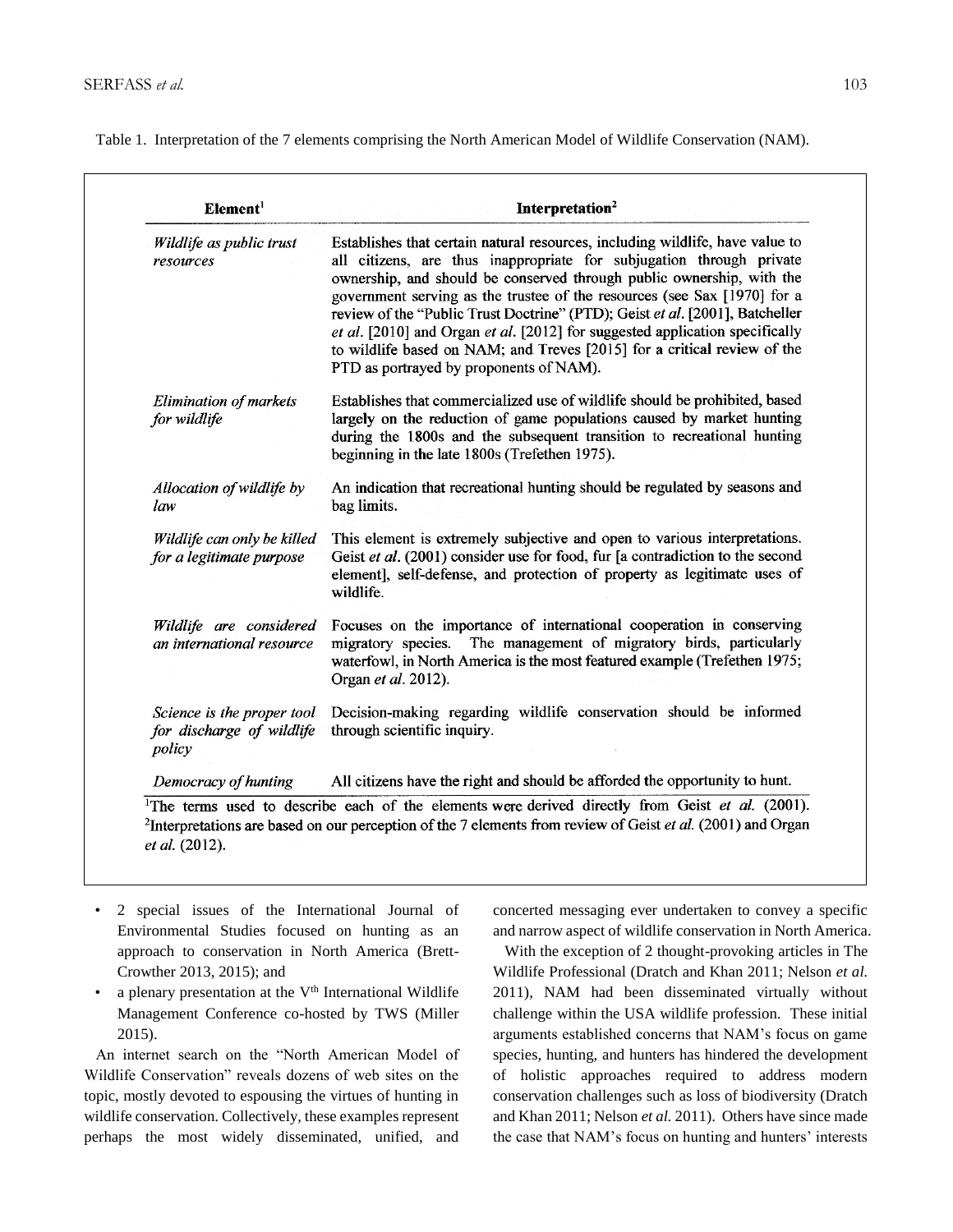Table 1. Interpretation of the 7 elements comprising the North American Model of Wildlife Conservation (NAM).

| Element[1] | Interpretation[2] |
| --- | --- |
| *Wildlife as public trust resources* | Establishes that certain natural resources, including wildlife, have value to all citizens, are thus inappropriate for subjugation through private ownership, and should be conserved through public ownership, with the government serving as the trustee of the resources (see Sax [1970] for a review of the "Public Trust Doctrine" (PTD); Geist *et al.* [2001], Batcheller *et al.* [2010] and Organ *et al.* [2012] for suggested application specifically to wildlife based on NAM; and Treves [2015] for a critical review of the PTD as portrayed by proponents of NAM). |
| *Elimination of markets for wildlife* | Establishes that commercialized use of wildlife should be prohibited, based largely on the reduction of game populations caused by market hunting during the 1800s and the subsequent transition to recreational hunting beginning in the late 1800s (Trefethen 1975). |
| *Allocation of wildlife by law* | An indication that recreational hunting should be regulated by seasons and bag limits. |
| *Wildlife can only be killed for a legitimate purpose* | This element is extremely subjective and open to various interpretations. Geist *et al.* (2001) consider use for food, fur [a contradiction to the second element], self-defense, and protection of property as legitimate uses of wildlife. |
| *Wildlife are considered an international resource* | Focuses on the importance of international cooperation in conserving migratory species. The management of migratory birds, particularly waterfowl, in North America is the most featured example (Trefethen 1975; Organ *et al.* 2012). |
| *Science is the proper tool for discharge of wildlife policy* | Decision-making regarding wildlife conservation should be informed through scientific inquiry. |
| *Democracy of hunting* | All citizens have the right and should be afforded the opportunity to hunt. |

[1]The terms used to describe each of the elements were derived directly from Geist *et al.* (2001).
[2]Interpretations are based on our perception of the 7 elements from review of Geist *et al.* (2001) and Organ *et al.* (2012).

- 2 special issues of the International Journal of Environmental Studies focused on hunting as an approach to conservation in North America (Brett-Crowther 2013, 2015); and
- a plenary presentation at the V[th] International Wildlife Management Conference co-hosted by TWS (Miller 2015).

An internet search on the "North American Model of Wildlife Conservation" reveals dozens of web sites on the topic, mostly devoted to espousing the virtues of hunting in wildlife conservation. Collectively, these examples represent perhaps the most widely disseminated, unified, and concerted messaging ever undertaken to convey a specific and narrow aspect of wildlife conservation in North America.

With the exception of 2 thought-provoking articles in The Wildlife Professional (Dratch and Khan 2011; Nelson *et al.* 2011), NAM had been disseminated virtually without challenge within the USA wildlife profession. These initial arguments established concerns that NAM's focus on game species, hunting, and hunters has hindered the development of holistic approaches required to address modern conservation challenges such as loss of biodiversity (Dratch and Khan 2011; Nelson *et al.* 2011). Others have since made the case that NAM's focus on hunting and hunters' interests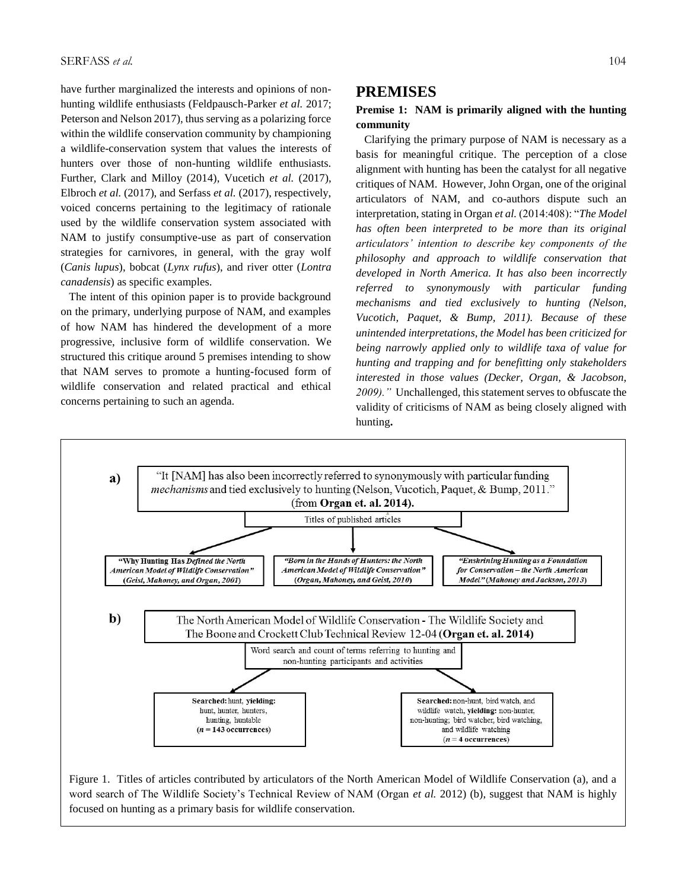have further marginalized the interests and opinions of non-hunting wildlife enthusiasts (Feldpausch-Parker *et al.* 2017; Peterson and Nelson 2017), thus serving as a polarizing force within the wildlife conservation community by championing a wildlife-conservation system that values the interests of hunters over those of non-hunting wildlife enthusiasts. Further, Clark and Milloy (2014), Vucetich *et al.* (2017), Elbroch *et al.* (2017), and Serfass *et al.* (2017), respectively, voiced concerns pertaining to the legitimacy of rationale used by the wildlife conservation system associated with NAM to justify consumptive-use as part of conservation strategies for carnivores, in general, with the gray wolf (*Canis lupus*), bobcat (*Lynx rufus*), and river otter (*Lontra canadensis*) as specific examples.

The intent of this opinion paper is to provide background on the primary, underlying purpose of NAM, and examples of how NAM has hindered the development of a more progressive, inclusive form of wildlife conservation. We structured this critique around 5 premises intending to show that NAM serves to promote a hunting-focused form of wildlife conservation and related practical and ethical concerns pertaining to such an agenda.

## PREMISES

### Premise 1: NAM is primarily aligned with the hunting community

Clarifying the primary purpose of NAM is necessary as a basis for meaningful critique. The perception of a close alignment with hunting has been the catalyst for all negative critiques of NAM. However, John Organ, one of the original articulators of NAM, and co-authors dispute such an interpretation, stating in Organ *et al.* (2014:408): "*The Model has often been interpreted to be more than its original articulators' intention to describe key components of the philosophy and approach to wildlife conservation that developed in North America. It has also been incorrectly referred to synonymously with particular funding mechanisms and tied exclusively to hunting (Nelson, Vucotich, Paquet, & Bump, 2011). Because of these unintended interpretations, the Model has been criticized for being narrowly applied only to wildlife taxa of value for hunting and trapping and for benefitting only stakeholders interested in those values (Decker, Organ, & Jacobson, 2009).*" Unchallenged, this statement serves to obfuscate the validity of criticisms of NAM as being closely aligned with hunting**.**

**a)** "It [NAM] has also been incorrectly referred to synonymously with particular funding *mechanisms* and tied exclusively to hunting (Nelson, Vucotich, Paquet, & Bump, 2011." (from **Organ et. al. 2014).**

Titles of published articles

- **"Why Hunting Has *Defined the North American Model of Wildlife Conservation*" (*Geist, Mahoney, and Organ, 2001*)**
- ***"Born in the Hands of Hunters: the North American Model of Wildlife Conservation"* (*Organ, Mahoney, and Geist, 2010*)**
- ***"Enshrining Hunting as a Foundation for Conservation – the North American Model"* (*Mahoney and Jackson, 2013*)**

**b)** The North American Model of Wildlife Conservation - The Wildlife Society and The Boone and Crockett Club Technical Review 12-04 (**Organ et. al. 2014)**

Word search and count of terms referring to hunting and non-hunting participants and activities

- **Searched:** hunt, **yielding:** hunt, hunter, hunters, hunting, huntable (***n* = 143 occurrences**)
- **Searched:** non-hunt, bird watch, and wildlife watch, **yielding:** non-hunter, non-hunting; bird watcher, bird watching, and wildlife watching (***n* = 4 occurrences**)

Figure 1. Titles of articles contributed by articulators of the North American Model of Wildlife Conservation (a), and a word search of The Wildlife Society's Technical Review of NAM (Organ *et al.* 2012) (b), suggest that NAM is highly focused on hunting as a primary basis for wildlife conservation.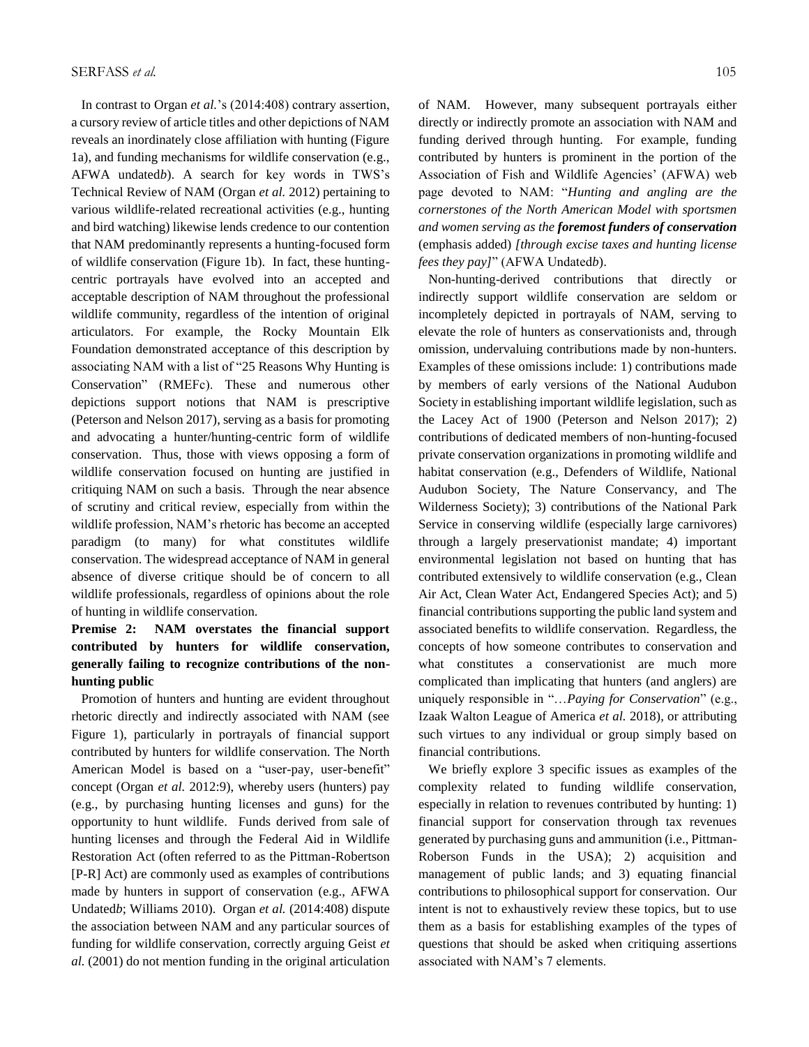In contrast to Organ *et al.*'s (2014:408) contrary assertion, a cursory review of article titles and other depictions of NAM reveals an inordinately close affiliation with hunting (Figure 1a), and funding mechanisms for wildlife conservation (e.g., AFWA undated*b*). A search for key words in TWS's Technical Review of NAM (Organ *et al.* 2012) pertaining to various wildlife-related recreational activities (e.g., hunting and bird watching) likewise lends credence to our contention that NAM predominantly represents a hunting-focused form of wildlife conservation (Figure 1b). In fact, these hunting-centric portrayals have evolved into an accepted and acceptable description of NAM throughout the professional wildlife community, regardless of the intention of original articulators. For example, the Rocky Mountain Elk Foundation demonstrated acceptance of this description by associating NAM with a list of "25 Reasons Why Hunting is Conservation" (RMEFc). These and numerous other depictions support notions that NAM is prescriptive (Peterson and Nelson 2017), serving as a basis for promoting and advocating a hunter/hunting-centric form of wildlife conservation. Thus, those with views opposing a form of wildlife conservation focused on hunting are justified in critiquing NAM on such a basis. Through the near absence of scrutiny and critical review, especially from within the wildlife profession, NAM's rhetoric has become an accepted paradigm (to many) for what constitutes wildlife conservation. The widespread acceptance of NAM in general absence of diverse critique should be of concern to all wildlife professionals, regardless of opinions about the role of hunting in wildlife conservation.

**Premise 2: NAM overstates the financial support contributed by hunters for wildlife conservation, generally failing to recognize contributions of the non-hunting public**

Promotion of hunters and hunting are evident throughout rhetoric directly and indirectly associated with NAM (see Figure 1), particularly in portrayals of financial support contributed by hunters for wildlife conservation. The North American Model is based on a "user-pay, user-benefit" concept (Organ *et al.* 2012:9), whereby users (hunters) pay (e.g., by purchasing hunting licenses and guns) for the opportunity to hunt wildlife. Funds derived from sale of hunting licenses and through the Federal Aid in Wildlife Restoration Act (often referred to as the Pittman-Robertson [P-R] Act) are commonly used as examples of contributions made by hunters in support of conservation (e.g., AFWA Undated*b*; Williams 2010). Organ *et al.* (2014:408) dispute the association between NAM and any particular sources of funding for wildlife conservation, correctly arguing Geist *et al.* (2001) do not mention funding in the original articulation of NAM. However, many subsequent portrayals either directly or indirectly promote an association with NAM and funding derived through hunting. For example, funding contributed by hunters is prominent in the portion of the Association of Fish and Wildlife Agencies' (AFWA) web page devoted to NAM: "*Hunting and angling are the cornerstones of the North American Model with sportsmen and women serving as the* ***foremost funders of conservation*** (emphasis added) *[through excise taxes and hunting license fees they pay]*" (AFWA Undated*b*).

Non-hunting-derived contributions that directly or indirectly support wildlife conservation are seldom or incompletely depicted in portrayals of NAM, serving to elevate the role of hunters as conservationists and, through omission, undervaluing contributions made by non-hunters. Examples of these omissions include: 1) contributions made by members of early versions of the National Audubon Society in establishing important wildlife legislation, such as the Lacey Act of 1900 (Peterson and Nelson 2017); 2) contributions of dedicated members of non-hunting-focused private conservation organizations in promoting wildlife and habitat conservation (e.g., Defenders of Wildlife, National Audubon Society, The Nature Conservancy, and The Wilderness Society); 3) contributions of the National Park Service in conserving wildlife (especially large carnivores) through a largely preservationist mandate; 4) important environmental legislation not based on hunting that has contributed extensively to wildlife conservation (e.g., Clean Air Act, Clean Water Act, Endangered Species Act); and 5) financial contributions supporting the public land system and associated benefits to wildlife conservation. Regardless, the concepts of how someone contributes to conservation and what constitutes a conservationist are much more complicated than implicating that hunters (and anglers) are uniquely responsible in "…*Paying for Conservation*" (e.g., Izaak Walton League of America *et al.* 2018), or attributing such virtues to any individual or group simply based on financial contributions.

We briefly explore 3 specific issues as examples of the complexity related to funding wildlife conservation, especially in relation to revenues contributed by hunting: 1) financial support for conservation through tax revenues generated by purchasing guns and ammunition (i.e., Pittman-Roberson Funds in the USA); 2) acquisition and management of public lands; and 3) equating financial contributions to philosophical support for conservation. Our intent is not to exhaustively review these topics, but to use them as a basis for establishing examples of the types of questions that should be asked when critiquing assertions associated with NAM's 7 elements.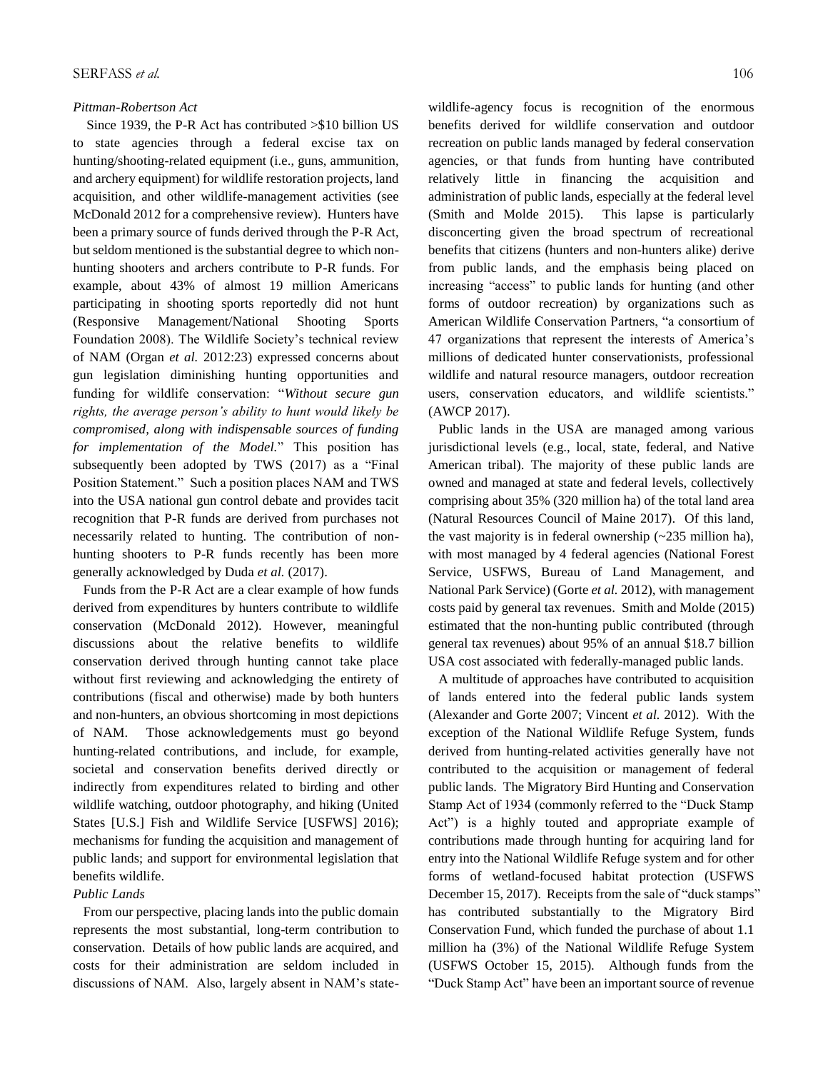*Pittman-Robertson Act*

Since 1939, the P-R Act has contributed >$10 billion US to state agencies through a federal excise tax on hunting/shooting-related equipment (i.e., guns, ammunition, and archery equipment) for wildlife restoration projects, land acquisition, and other wildlife-management activities (see McDonald 2012 for a comprehensive review). Hunters have been a primary source of funds derived through the P-R Act, but seldom mentioned is the substantial degree to which non-hunting shooters and archers contribute to P-R funds. For example, about 43% of almost 19 million Americans participating in shooting sports reportedly did not hunt (Responsive Management/National Shooting Sports Foundation 2008). The Wildlife Society's technical review of NAM (Organ *et al.* 2012:23) expressed concerns about gun legislation diminishing hunting opportunities and funding for wildlife conservation: "*Without secure gun rights, the average person's ability to hunt would likely be compromised, along with indispensable sources of funding for implementation of the Model.*" This position has subsequently been adopted by TWS (2017) as a "Final Position Statement." Such a position places NAM and TWS into the USA national gun control debate and provides tacit recognition that P-R funds are derived from purchases not necessarily related to hunting. The contribution of non-hunting shooters to P-R funds recently has been more generally acknowledged by Duda *et al.* (2017).

Funds from the P-R Act are a clear example of how funds derived from expenditures by hunters contribute to wildlife conservation (McDonald 2012). However, meaningful discussions about the relative benefits to wildlife conservation derived through hunting cannot take place without first reviewing and acknowledging the entirety of contributions (fiscal and otherwise) made by both hunters and non-hunters, an obvious shortcoming in most depictions of NAM. Those acknowledgements must go beyond hunting-related contributions, and include, for example, societal and conservation benefits derived directly or indirectly from expenditures related to birding and other wildlife watching, outdoor photography, and hiking (United States [U.S.] Fish and Wildlife Service [USFWS] 2016); mechanisms for funding the acquisition and management of public lands; and support for environmental legislation that benefits wildlife.

*Public Lands*

From our perspective, placing lands into the public domain represents the most substantial, long-term contribution to conservation. Details of how public lands are acquired, and costs for their administration are seldom included in discussions of NAM. Also, largely absent in NAM's state-wildlife-agency focus is recognition of the enormous benefits derived for wildlife conservation and outdoor recreation on public lands managed by federal conservation agencies, or that funds from hunting have contributed relatively little in financing the acquisition and administration of public lands, especially at the federal level (Smith and Molde 2015). This lapse is particularly disconcerting given the broad spectrum of recreational benefits that citizens (hunters and non-hunters alike) derive from public lands, and the emphasis being placed on increasing "access" to public lands for hunting (and other forms of outdoor recreation) by organizations such as American Wildlife Conservation Partners, "a consortium of 47 organizations that represent the interests of America's millions of dedicated hunter conservationists, professional wildlife and natural resource managers, outdoor recreation users, conservation educators, and wildlife scientists." (AWCP 2017).

Public lands in the USA are managed among various jurisdictional levels (e.g., local, state, federal, and Native American tribal). The majority of these public lands are owned and managed at state and federal levels, collectively comprising about 35% (320 million ha) of the total land area (Natural Resources Council of Maine 2017). Of this land, the vast majority is in federal ownership (~235 million ha), with most managed by 4 federal agencies (National Forest Service, USFWS, Bureau of Land Management, and National Park Service) (Gorte *et al.* 2012), with management costs paid by general tax revenues. Smith and Molde (2015) estimated that the non-hunting public contributed (through general tax revenues) about 95% of an annual $18.7 billion USA cost associated with federally-managed public lands.

A multitude of approaches have contributed to acquisition of lands entered into the federal public lands system (Alexander and Gorte 2007; Vincent *et al.* 2012). With the exception of the National Wildlife Refuge System, funds derived from hunting-related activities generally have not contributed to the acquisition or management of federal public lands. The Migratory Bird Hunting and Conservation Stamp Act of 1934 (commonly referred to the "Duck Stamp Act") is a highly touted and appropriate example of contributions made through hunting for acquiring land for entry into the National Wildlife Refuge system and for other forms of wetland-focused habitat protection (USFWS December 15, 2017). Receipts from the sale of "duck stamps" has contributed substantially to the Migratory Bird Conservation Fund, which funded the purchase of about 1.1 million ha (3%) of the National Wildlife Refuge System (USFWS October 15, 2015). Although funds from the "Duck Stamp Act" have been an important source of revenue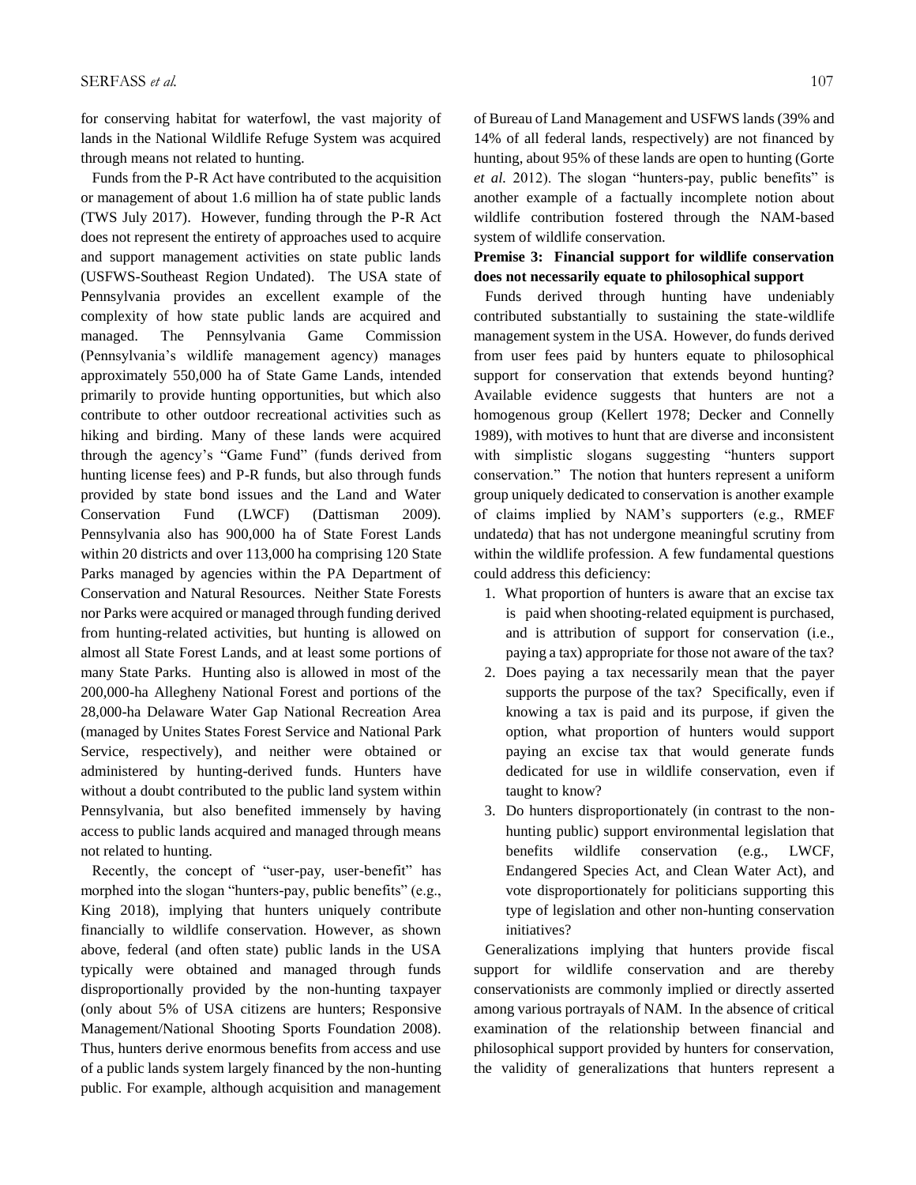for conserving habitat for waterfowl, the vast majority of lands in the National Wildlife Refuge System was acquired through means not related to hunting.

Funds from the P-R Act have contributed to the acquisition or management of about 1.6 million ha of state public lands (TWS July 2017). However, funding through the P-R Act does not represent the entirety of approaches used to acquire and support management activities on state public lands (USFWS-Southeast Region Undated). The USA state of Pennsylvania provides an excellent example of the complexity of how state public lands are acquired and managed. The Pennsylvania Game Commission (Pennsylvania's wildlife management agency) manages approximately 550,000 ha of State Game Lands, intended primarily to provide hunting opportunities, but which also contribute to other outdoor recreational activities such as hiking and birding. Many of these lands were acquired through the agency's "Game Fund" (funds derived from hunting license fees) and P-R funds, but also through funds provided by state bond issues and the Land and Water Conservation Fund (LWCF) (Dattisman 2009). Pennsylvania also has 900,000 ha of State Forest Lands within 20 districts and over 113,000 ha comprising 120 State Parks managed by agencies within the PA Department of Conservation and Natural Resources. Neither State Forests nor Parks were acquired or managed through funding derived from hunting-related activities, but hunting is allowed on almost all State Forest Lands, and at least some portions of many State Parks. Hunting also is allowed in most of the 200,000-ha Allegheny National Forest and portions of the 28,000-ha Delaware Water Gap National Recreation Area (managed by Unites States Forest Service and National Park Service, respectively), and neither were obtained or administered by hunting-derived funds. Hunters have without a doubt contributed to the public land system within Pennsylvania, but also benefited immensely by having access to public lands acquired and managed through means not related to hunting.

Recently, the concept of "user-pay, user-benefit" has morphed into the slogan "hunters-pay, public benefits" (e.g., King 2018), implying that hunters uniquely contribute financially to wildlife conservation. However, as shown above, federal (and often state) public lands in the USA typically were obtained and managed through funds disproportionally provided by the non-hunting taxpayer (only about 5% of USA citizens are hunters; Responsive Management/National Shooting Sports Foundation 2008). Thus, hunters derive enormous benefits from access and use of a public lands system largely financed by the non-hunting public. For example, although acquisition and management of Bureau of Land Management and USFWS lands (39% and 14% of all federal lands, respectively) are not financed by hunting, about 95% of these lands are open to hunting (Gorte *et al.* 2012). The slogan "hunters-pay, public benefits" is another example of a factually incomplete notion about wildlife contribution fostered through the NAM-based system of wildlife conservation.

**Premise 3: Financial support for wildlife conservation does not necessarily equate to philosophical support**

Funds derived through hunting have undeniably contributed substantially to sustaining the state-wildlife management system in the USA. However, do funds derived from user fees paid by hunters equate to philosophical support for conservation that extends beyond hunting? Available evidence suggests that hunters are not a homogenous group (Kellert 1978; Decker and Connelly 1989), with motives to hunt that are diverse and inconsistent with simplistic slogans suggesting "hunters support conservation." The notion that hunters represent a uniform group uniquely dedicated to conservation is another example of claims implied by NAM's supporters (e.g., RMEF undated*a*) that has not undergone meaningful scrutiny from within the wildlife profession. A few fundamental questions could address this deficiency:

1. What proportion of hunters is aware that an excise tax is paid when shooting-related equipment is purchased, and is attribution of support for conservation (i.e., paying a tax) appropriate for those not aware of the tax?
2. Does paying a tax necessarily mean that the payer supports the purpose of the tax? Specifically, even if knowing a tax is paid and its purpose, if given the option, what proportion of hunters would support paying an excise tax that would generate funds dedicated for use in wildlife conservation, even if taught to know?
3. Do hunters disproportionately (in contrast to the non-hunting public) support environmental legislation that benefits wildlife conservation (e.g., LWCF, Endangered Species Act, and Clean Water Act), and vote disproportionately for politicians supporting this type of legislation and other non-hunting conservation initiatives?

Generalizations implying that hunters provide fiscal support for wildlife conservation and are thereby conservationists are commonly implied or directly asserted among various portrayals of NAM. In the absence of critical examination of the relationship between financial and philosophical support provided by hunters for conservation, the validity of generalizations that hunters represent a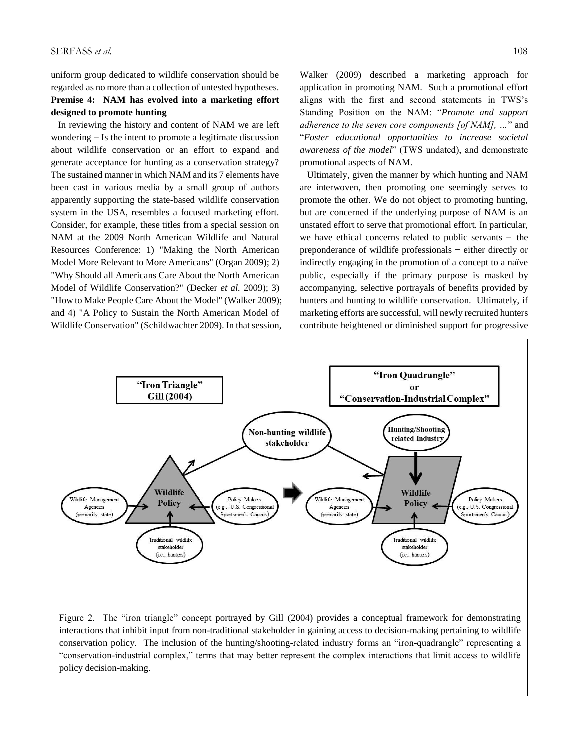uniform group dedicated to wildlife conservation should be regarded as no more than a collection of untested hypotheses.

**Premise 4: NAM has evolved into a marketing effort designed to promote hunting**

In reviewing the history and content of NAM we are left wondering – Is the intent to promote a legitimate discussion about wildlife conservation or an effort to expand and generate acceptance for hunting as a conservation strategy? The sustained manner in which NAM and its 7 elements have been cast in various media by a small group of authors apparently supporting the state-based wildlife conservation system in the USA, resembles a focused marketing effort. Consider, for example, these titles from a special session on NAM at the 2009 North American Wildlife and Natural Resources Conference: 1) "Making the North American Model More Relevant to More Americans" (Organ 2009); 2) "Why Should all Americans Care About the North American Model of Wildlife Conservation?" (Decker *et al.* 2009); 3) "How to Make People Care About the Model" (Walker 2009); and 4) "A Policy to Sustain the North American Model of Wildlife Conservation" (Schildwachter 2009). In that session, Walker (2009) described a marketing approach for application in promoting NAM. Such a promotional effort aligns with the first and second statements in TWS's Standing Position on the NAM: "*Promote and support adherence to the seven core components [of NAM], …*" and "*Foster educational opportunities to increase societal awareness of the model*" (TWS undated), and demonstrate promotional aspects of NAM.

Ultimately, given the manner by which hunting and NAM are interwoven, then promoting one seemingly serves to promote the other. We do not object to promoting hunting, but are concerned if the underlying purpose of NAM is an unstated effort to serve that promotional effort. In particular, we have ethical concerns related to public servants – the preponderance of wildlife professionals – either directly or indirectly engaging in the promotion of a concept to a naïve public, especially if the primary purpose is masked by accompanying, selective portrayals of benefits provided by hunters and hunting to wildlife conservation. Ultimately, if marketing efforts are successful, will newly recruited hunters contribute heightened or diminished support for progressive

Figure 2. The "iron triangle" concept portrayed by Gill (2004) provides a conceptual framework for demonstrating interactions that inhibit input from non-traditional stakeholder in gaining access to decision-making pertaining to wildlife conservation policy. The inclusion of the hunting/shooting-related industry forms an "iron-quadrangle" representing a "conservation-industrial complex," terms that may better represent the complex interactions that limit access to wildlife policy decision-making.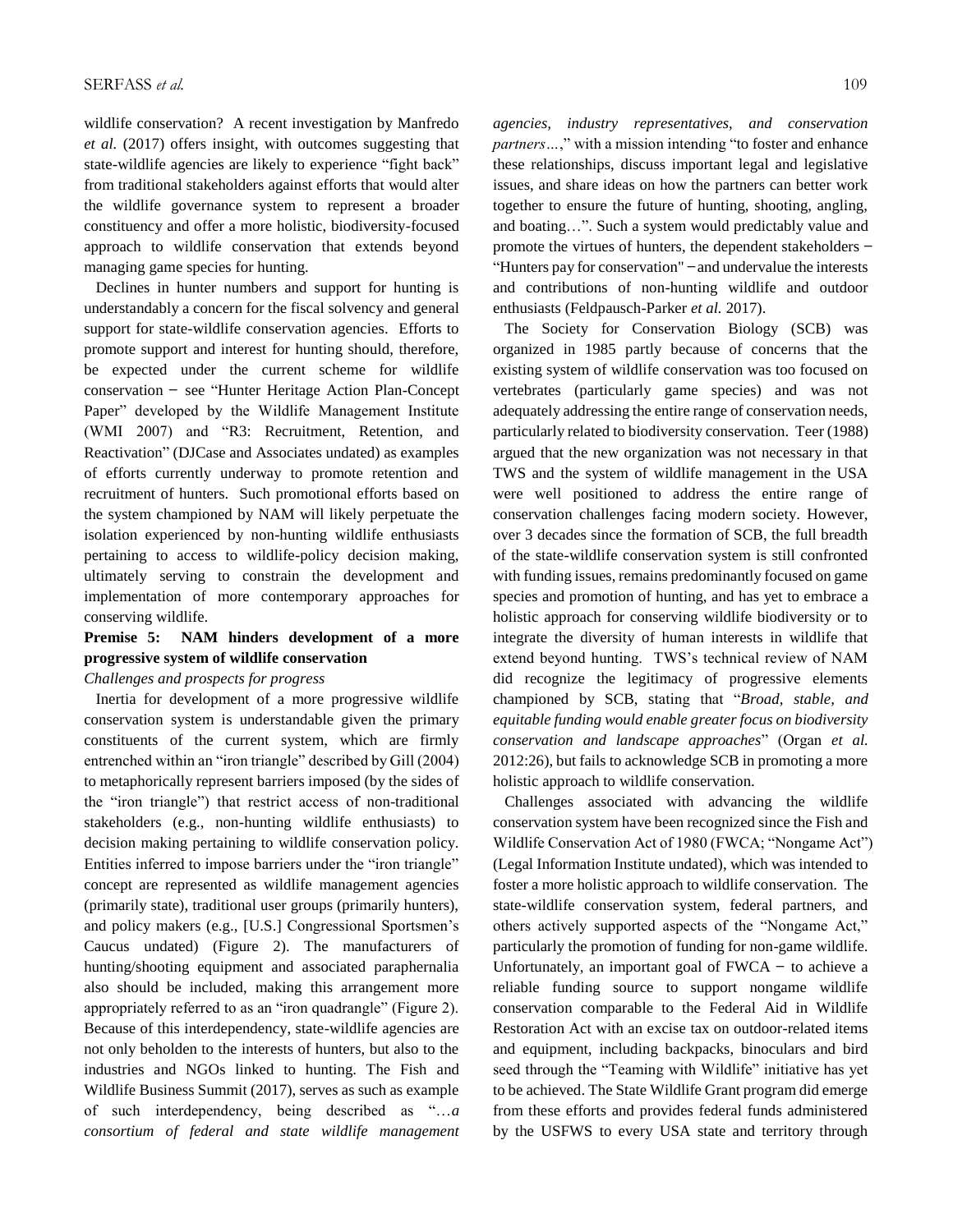wildlife conservation? A recent investigation by Manfredo *et al.* (2017) offers insight, with outcomes suggesting that state-wildlife agencies are likely to experience "fight back" from traditional stakeholders against efforts that would alter the wildlife governance system to represent a broader constituency and offer a more holistic, biodiversity-focused approach to wildlife conservation that extends beyond managing game species for hunting.

Declines in hunter numbers and support for hunting is understandably a concern for the fiscal solvency and general support for state-wildlife conservation agencies. Efforts to promote support and interest for hunting should, therefore, be expected under the current scheme for wildlife conservation − see "Hunter Heritage Action Plan-Concept Paper" developed by the Wildlife Management Institute (WMI 2007) and "R3: Recruitment, Retention, and Reactivation" (DJCase and Associates undated) as examples of efforts currently underway to promote retention and recruitment of hunters. Such promotional efforts based on the system championed by NAM will likely perpetuate the isolation experienced by non-hunting wildlife enthusiasts pertaining to access to wildlife-policy decision making, ultimately serving to constrain the development and implementation of more contemporary approaches for conserving wildlife.

**Premise 5: NAM hinders development of a more progressive system of wildlife conservation**

*Challenges and prospects for progress*

Inertia for development of a more progressive wildlife conservation system is understandable given the primary constituents of the current system, which are firmly entrenched within an "iron triangle" described by Gill (2004) to metaphorically represent barriers imposed (by the sides of the "iron triangle") that restrict access of non-traditional stakeholders (e.g., non-hunting wildlife enthusiasts) to decision making pertaining to wildlife conservation policy. Entities inferred to impose barriers under the "iron triangle" concept are represented as wildlife management agencies (primarily state), traditional user groups (primarily hunters), and policy makers (e.g., [U.S.] Congressional Sportsmen's Caucus undated) (Figure 2). The manufacturers of hunting/shooting equipment and associated paraphernalia also should be included, making this arrangement more appropriately referred to as an "iron quadrangle" (Figure 2). Because of this interdependency, state-wildlife agencies are not only beholden to the interests of hunters, but also to the industries and NGOs linked to hunting. The Fish and Wildlife Business Summit (2017), serves as such as example of such interdependency, being described as "…*a consortium of federal and state wildlife management agencies, industry representatives, and conservation partners…*," with a mission intending "to foster and enhance these relationships, discuss important legal and legislative issues, and share ideas on how the partners can better work together to ensure the future of hunting, shooting, angling, and boating…". Such a system would predictably value and promote the virtues of hunters, the dependent stakeholders − "Hunters pay for conservation" − and undervalue the interests and contributions of non-hunting wildlife and outdoor enthusiasts (Feldpausch-Parker *et al.* 2017).

The Society for Conservation Biology (SCB) was organized in 1985 partly because of concerns that the existing system of wildlife conservation was too focused on vertebrates (particularly game species) and was not adequately addressing the entire range of conservation needs, particularly related to biodiversity conservation. Teer (1988) argued that the new organization was not necessary in that TWS and the system of wildlife management in the USA were well positioned to address the entire range of conservation challenges facing modern society. However, over 3 decades since the formation of SCB, the full breadth of the state-wildlife conservation system is still confronted with funding issues, remains predominantly focused on game species and promotion of hunting, and has yet to embrace a holistic approach for conserving wildlife biodiversity or to integrate the diversity of human interests in wildlife that extend beyond hunting. TWS's technical review of NAM did recognize the legitimacy of progressive elements championed by SCB, stating that "*Broad, stable, and equitable funding would enable greater focus on biodiversity conservation and landscape approaches*" (Organ *et al.* 2012:26), but fails to acknowledge SCB in promoting a more holistic approach to wildlife conservation.

Challenges associated with advancing the wildlife conservation system have been recognized since the Fish and Wildlife Conservation Act of 1980 (FWCA; "Nongame Act") (Legal Information Institute undated), which was intended to foster a more holistic approach to wildlife conservation. The state-wildlife conservation system, federal partners, and others actively supported aspects of the "Nongame Act," particularly the promotion of funding for non-game wildlife. Unfortunately, an important goal of FWCA − to achieve a reliable funding source to support nongame wildlife conservation comparable to the Federal Aid in Wildlife Restoration Act with an excise tax on outdoor-related items and equipment, including backpacks, binoculars and bird seed through the "Teaming with Wildlife" initiative has yet to be achieved. The State Wildlife Grant program did emerge from these efforts and provides federal funds administered by the USFWS to every USA state and territory through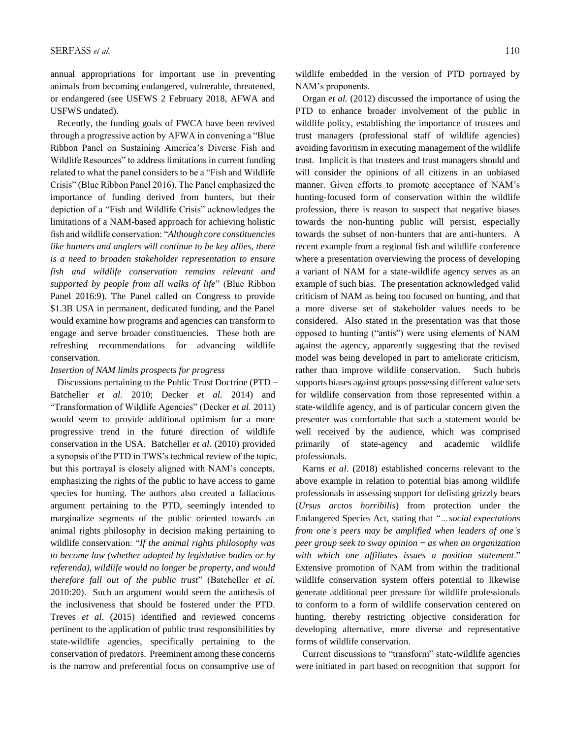annual appropriations for important use in preventing animals from becoming endangered, vulnerable, threatened, or endangered (see USFWS 2 February 2018, AFWA and USFWS undated).

Recently, the funding goals of FWCA have been revived through a progressive action by AFWA in convening a "Blue Ribbon Panel on Sustaining America's Diverse Fish and Wildlife Resources" to address limitations in current funding related to what the panel considers to be a "Fish and Wildlife Crisis" (Blue Ribbon Panel 2016). The Panel emphasized the importance of funding derived from hunters, but their depiction of a "Fish and Wildlife Crisis" acknowledges the limitations of a NAM-based approach for achieving holistic fish and wildlife conservation: "*Although core constituencies like hunters and anglers will continue to be key allies, there is a need to broaden stakeholder representation to ensure fish and wildlife conservation remains relevant and supported by people from all walks of life*" (Blue Ribbon Panel 2016:9). The Panel called on Congress to provide $1.3B USA in permanent, dedicated funding, and the Panel would examine how programs and agencies can transform to engage and serve broader constituencies. These both are refreshing recommendations for advancing wildlife conservation.

*Insertion of NAM limits prospects for progress*

Discussions pertaining to the Public Trust Doctrine (PTD – Batcheller *et al.* 2010; Decker *et al.* 2014) and "Transformation of Wildlife Agencies" (Decker *et al.* 2011) would seem to provide additional optimism for a more progressive trend in the future direction of wildlife conservation in the USA. Batcheller *et al.* (2010) provided a synopsis of the PTD in TWS's technical review of the topic, but this portrayal is closely aligned with NAM's concepts, emphasizing the rights of the public to have access to game species for hunting. The authors also created a fallacious argument pertaining to the PTD, seemingly intended to marginalize segments of the public oriented towards an animal rights philosophy in decision making pertaining to wildlife conservation: "*If the animal rights philosophy was to become law (whether adopted by legislative bodies or by referenda), wildlife would no longer be property, and would therefore fall out of the public trust*" (Batcheller *et al.* 2010:20). Such an argument would seem the antithesis of the inclusiveness that should be fostered under the PTD. Treves *et al.* (2015) identified and reviewed concerns pertinent to the application of public trust responsibilities by state-wildlife agencies, specifically pertaining to the conservation of predators. Preeminent among these concerns is the narrow and preferential focus on consumptive use of wildlife embedded in the version of PTD portrayed by NAM's proponents.

Organ *et al.* (2012) discussed the importance of using the PTD to enhance broader involvement of the public in wildlife policy, establishing the importance of trustees and trust managers (professional staff of wildlife agencies) avoiding favoritism in executing management of the wildlife trust. Implicit is that trustees and trust managers should and will consider the opinions of all citizens in an unbiased manner. Given efforts to promote acceptance of NAM's hunting-focused form of conservation within the wildlife profession, there is reason to suspect that negative biases towards the non-hunting public will persist, especially towards the subset of non-hunters that are anti-hunters. A recent example from a regional fish and wildlife conference where a presentation overviewing the process of developing a variant of NAM for a state-wildlife agency serves as an example of such bias. The presentation acknowledged valid criticism of NAM as being too focused on hunting, and that a more diverse set of stakeholder values needs to be considered. Also stated in the presentation was that those opposed to hunting ("antis") were using elements of NAM against the agency, apparently suggesting that the revised model was being developed in part to ameliorate criticism, rather than improve wildlife conservation. Such hubris supports biases against groups possessing different value sets for wildlife conservation from those represented within a state-wildlife agency, and is of particular concern given the presenter was comfortable that such a statement would be well received by the audience, which was comprised primarily of state-agency and academic wildlife professionals.

Karns *et al.* (2018) established concerns relevant to the above example in relation to potential bias among wildlife professionals in assessing support for delisting grizzly bears (*Ursus arctos horribilis*) from protection under the Endangered Species Act, stating that *"…social expectations from one's peers may be amplified when leaders of one's peer group seek to sway opinion – as when an organization with which one affiliates issues a position statement*." Extensive promotion of NAM from within the traditional wildlife conservation system offers potential to likewise generate additional peer pressure for wildlife professionals to conform to a form of wildlife conservation centered on hunting, thereby restricting objective consideration for developing alternative, more diverse and representative forms of wildlife conservation.

Current discussions to "transform" state-wildlife agencies were initiated in part based on recognition that support for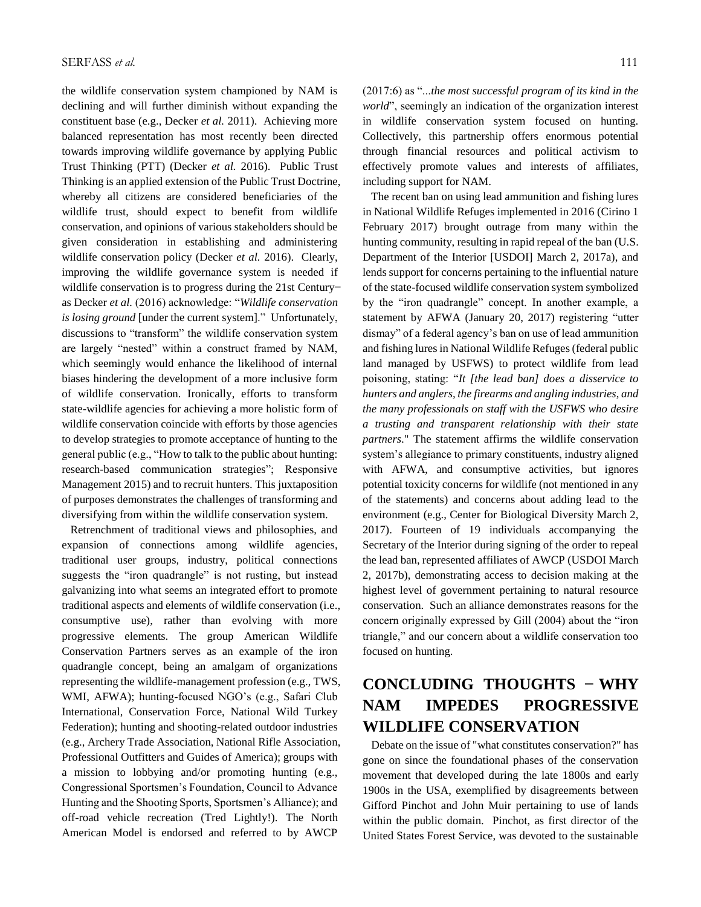the wildlife conservation system championed by NAM is declining and will further diminish without expanding the constituent base (e.g., Decker *et al.* 2011). Achieving more balanced representation has most recently been directed towards improving wildlife governance by applying Public Trust Thinking (PTT) (Decker *et al.* 2016). Public Trust Thinking is an applied extension of the Public Trust Doctrine, whereby all citizens are considered beneficiaries of the wildlife trust, should expect to benefit from wildlife conservation, and opinions of various stakeholders should be given consideration in establishing and administering wildlife conservation policy (Decker *et al.* 2016). Clearly, improving the wildlife governance system is needed if wildlife conservation is to progress during the 21st Century‒ as Decker *et al.* (2016) acknowledge: "*Wildlife conservation is losing ground* [under the current system]." Unfortunately, discussions to "transform" the wildlife conservation system are largely "nested" within a construct framed by NAM, which seemingly would enhance the likelihood of internal biases hindering the development of a more inclusive form of wildlife conservation. Ironically, efforts to transform state-wildlife agencies for achieving a more holistic form of wildlife conservation coincide with efforts by those agencies to develop strategies to promote acceptance of hunting to the general public (e.g., "How to talk to the public about hunting: research-based communication strategies"; Responsive Management 2015) and to recruit hunters. This juxtaposition of purposes demonstrates the challenges of transforming and diversifying from within the wildlife conservation system.

Retrenchment of traditional views and philosophies, and expansion of connections among wildlife agencies, traditional user groups, industry, political connections suggests the "iron quadrangle" is not rusting, but instead galvanizing into what seems an integrated effort to promote traditional aspects and elements of wildlife conservation (i.e., consumptive use), rather than evolving with more progressive elements. The group American Wildlife Conservation Partners serves as an example of the iron quadrangle concept, being an amalgam of organizations representing the wildlife-management profession (e.g., TWS, WMI, AFWA); hunting-focused NGO's (e.g., Safari Club International, Conservation Force, National Wild Turkey Federation); hunting and shooting-related outdoor industries (e.g., Archery Trade Association, National Rifle Association, Professional Outfitters and Guides of America); groups with a mission to lobbying and/or promoting hunting (e.g., Congressional Sportsmen's Foundation, Council to Advance Hunting and the Shooting Sports, Sportsmen's Alliance); and off-road vehicle recreation (Tred Lightly!). The North American Model is endorsed and referred to by AWCP (2017:6) as "*...the most successful program of its kind in the world*", seemingly an indication of the organization interest in wildlife conservation system focused on hunting. Collectively, this partnership offers enormous potential through financial resources and political activism to effectively promote values and interests of affiliates, including support for NAM.

The recent ban on using lead ammunition and fishing lures in National Wildlife Refuges implemented in 2016 (Cirino 1 February 2017) brought outrage from many within the hunting community, resulting in rapid repeal of the ban (U.S. Department of the Interior [USDOI] March 2, 2017a), and lends support for concerns pertaining to the influential nature of the state-focused wildlife conservation system symbolized by the "iron quadrangle" concept. In another example, a statement by AFWA (January 20, 2017) registering "utter dismay" of a federal agency's ban on use of lead ammunition and fishing lures in National Wildlife Refuges (federal public land managed by USFWS) to protect wildlife from lead poisoning, stating: "*It [the lead ban] does a disservice to hunters and anglers, the firearms and angling industries, and the many professionals on staff with the USFWS who desire a trusting and transparent relationship with their state partners*." The statement affirms the wildlife conservation system's allegiance to primary constituents, industry aligned with AFWA, and consumptive activities, but ignores potential toxicity concerns for wildlife (not mentioned in any of the statements) and concerns about adding lead to the environment (e.g., Center for Biological Diversity March 2, 2017). Fourteen of 19 individuals accompanying the Secretary of the Interior during signing of the order to repeal the lead ban, represented affiliates of AWCP (USDOI March 2, 2017b), demonstrating access to decision making at the highest level of government pertaining to natural resource conservation. Such an alliance demonstrates reasons for the concern originally expressed by Gill (2004) about the "iron triangle," and our concern about a wildlife conservation too focused on hunting.

## CONCLUDING THOUGHTS ‒ WHY NAM IMPEDES PROGRESSIVE WILDLIFE CONSERVATION

Debate on the issue of "what constitutes conservation?" has gone on since the foundational phases of the conservation movement that developed during the late 1800s and early 1900s in the USA, exemplified by disagreements between Gifford Pinchot and John Muir pertaining to use of lands within the public domain. Pinchot, as first director of the United States Forest Service, was devoted to the sustainable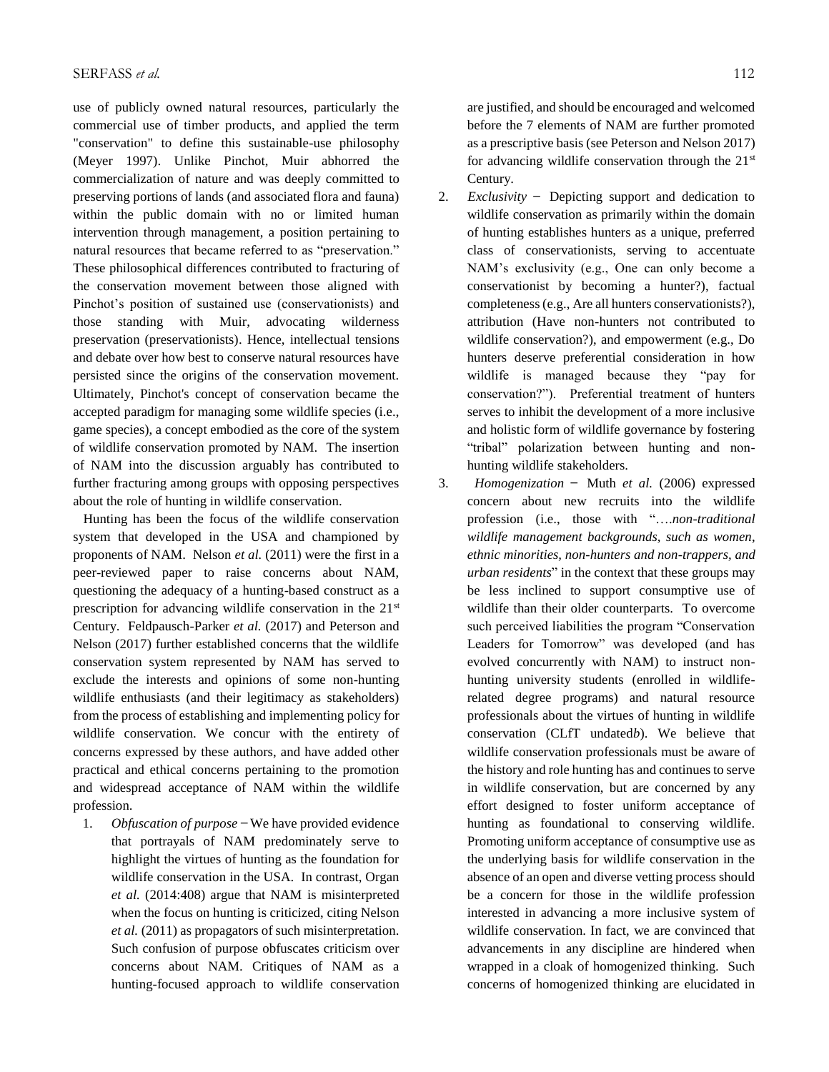use of publicly owned natural resources, particularly the commercial use of timber products, and applied the term "conservation" to define this sustainable-use philosophy (Meyer 1997). Unlike Pinchot, Muir abhorred the commercialization of nature and was deeply committed to preserving portions of lands (and associated flora and fauna) within the public domain with no or limited human intervention through management, a position pertaining to natural resources that became referred to as "preservation." These philosophical differences contributed to fracturing of the conservation movement between those aligned with Pinchot's position of sustained use (conservationists) and those standing with Muir, advocating wilderness preservation (preservationists). Hence, intellectual tensions and debate over how best to conserve natural resources have persisted since the origins of the conservation movement. Ultimately, Pinchot's concept of conservation became the accepted paradigm for managing some wildlife species (i.e., game species), a concept embodied as the core of the system of wildlife conservation promoted by NAM. The insertion of NAM into the discussion arguably has contributed to further fracturing among groups with opposing perspectives about the role of hunting in wildlife conservation.

Hunting has been the focus of the wildlife conservation system that developed in the USA and championed by proponents of NAM. Nelson *et al.* (2011) were the first in a peer-reviewed paper to raise concerns about NAM, questioning the adequacy of a hunting-based construct as a prescription for advancing wildlife conservation in the 21st Century. Feldpausch-Parker *et al.* (2017) and Peterson and Nelson (2017) further established concerns that the wildlife conservation system represented by NAM has served to exclude the interests and opinions of some non-hunting wildlife enthusiasts (and their legitimacy as stakeholders) from the process of establishing and implementing policy for wildlife conservation. We concur with the entirety of concerns expressed by these authors, and have added other practical and ethical concerns pertaining to the promotion and widespread acceptance of NAM within the wildlife profession.

1. *Obfuscation of purpose* − We have provided evidence that portrayals of NAM predominately serve to highlight the virtues of hunting as the foundation for wildlife conservation in the USA. In contrast, Organ *et al.* (2014:408) argue that NAM is misinterpreted when the focus on hunting is criticized, citing Nelson *et al.* (2011) as propagators of such misinterpretation. Such confusion of purpose obfuscates criticism over concerns about NAM. Critiques of NAM as a hunting-focused approach to wildlife conservation are justified, and should be encouraged and welcomed before the 7 elements of NAM are further promoted as a prescriptive basis (see Peterson and Nelson 2017) for advancing wildlife conservation through the 21st Century.
2. *Exclusivity* − Depicting support and dedication to wildlife conservation as primarily within the domain of hunting establishes hunters as a unique, preferred class of conservationists, serving to accentuate NAM's exclusivity (e.g., One can only become a conservationist by becoming a hunter?), factual completeness (e.g., Are all hunters conservationists?), attribution (Have non-hunters not contributed to wildlife conservation?), and empowerment (e.g., Do hunters deserve preferential consideration in how wildlife is managed because they "pay for conservation?"). Preferential treatment of hunters serves to inhibit the development of a more inclusive and holistic form of wildlife governance by fostering "tribal" polarization between hunting and non-hunting wildlife stakeholders.
3. *Homogenization* − Muth *et al.* (2006) expressed concern about new recruits into the wildlife profession (i.e., those with "….*non-traditional wildlife management backgrounds, such as women, ethnic minorities, non-hunters and non-trappers, and urban residents*" in the context that these groups may be less inclined to support consumptive use of wildlife than their older counterparts. To overcome such perceived liabilities the program "Conservation Leaders for Tomorrow" was developed (and has evolved concurrently with NAM) to instruct non-hunting university students (enrolled in wildlife-related degree programs) and natural resource professionals about the virtues of hunting in wildlife conservation (CLfT undated*b*). We believe that wildlife conservation professionals must be aware of the history and role hunting has and continues to serve in wildlife conservation, but are concerned by any effort designed to foster uniform acceptance of hunting as foundational to conserving wildlife. Promoting uniform acceptance of consumptive use as the underlying basis for wildlife conservation in the absence of an open and diverse vetting process should be a concern for those in the wildlife profession interested in advancing a more inclusive system of wildlife conservation. In fact, we are convinced that advancements in any discipline are hindered when wrapped in a cloak of homogenized thinking. Such concerns of homogenized thinking are elucidated in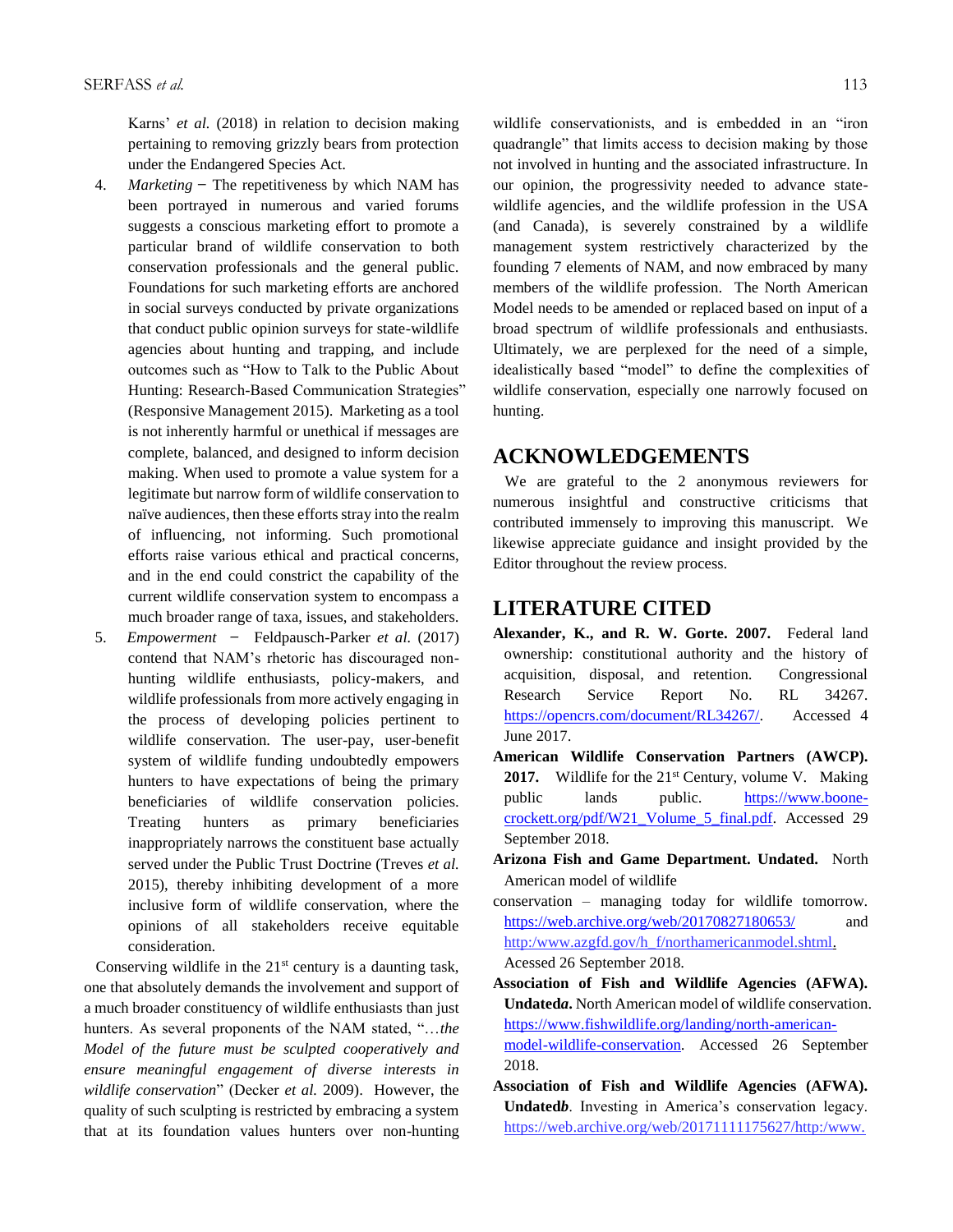Karns' *et al.* (2018) in relation to decision making pertaining to removing grizzly bears from protection under the Endangered Species Act.

4. *Marketing* − The repetitiveness by which NAM has been portrayed in numerous and varied forums suggests a conscious marketing effort to promote a particular brand of wildlife conservation to both conservation professionals and the general public. Foundations for such marketing efforts are anchored in social surveys conducted by private organizations that conduct public opinion surveys for state-wildlife agencies about hunting and trapping, and include outcomes such as "How to Talk to the Public About Hunting: Research-Based Communication Strategies" (Responsive Management 2015). Marketing as a tool is not inherently harmful or unethical if messages are complete, balanced, and designed to inform decision making. When used to promote a value system for a legitimate but narrow form of wildlife conservation to naïve audiences, then these efforts stray into the realm of influencing, not informing. Such promotional efforts raise various ethical and practical concerns, and in the end could constrict the capability of the current wildlife conservation system to encompass a much broader range of taxa, issues, and stakeholders.

5. *Empowerment* − Feldpausch-Parker *et al.* (2017) contend that NAM's rhetoric has discouraged non-hunting wildlife enthusiasts, policy-makers, and wildlife professionals from more actively engaging in the process of developing policies pertinent to wildlife conservation. The user-pay, user-benefit system of wildlife funding undoubtedly empowers hunters to have expectations of being the primary beneficiaries of wildlife conservation policies. Treating hunters as primary beneficiaries inappropriately narrows the constituent base actually served under the Public Trust Doctrine (Treves *et al.* 2015), thereby inhibiting development of a more inclusive form of wildlife conservation, where the opinions of all stakeholders receive equitable consideration.

Conserving wildlife in the 21st century is a daunting task, one that absolutely demands the involvement and support of a much broader constituency of wildlife enthusiasts than just hunters. As several proponents of the NAM stated, "*…the Model of the future must be sculpted cooperatively and ensure meaningful engagement of diverse interests in wildlife conservation*" (Decker *et al.* 2009). However, the quality of such sculpting is restricted by embracing a system that at its foundation values hunters over non-hunting wildlife conservationists, and is embedded in an "iron quadrangle" that limits access to decision making by those not involved in hunting and the associated infrastructure. In our opinion, the progressivity needed to advance state-wildlife agencies, and the wildlife profession in the USA (and Canada), is severely constrained by a wildlife management system restrictively characterized by the founding 7 elements of NAM, and now embraced by many members of the wildlife profession. The North American Model needs to be amended or replaced based on input of a broad spectrum of wildlife professionals and enthusiasts. Ultimately, we are perplexed for the need of a simple, idealistically based "model" to define the complexities of wildlife conservation, especially one narrowly focused on hunting.

## ACKNOWLEDGEMENTS

We are grateful to the 2 anonymous reviewers for numerous insightful and constructive criticisms that contributed immensely to improving this manuscript. We likewise appreciate guidance and insight provided by the Editor throughout the review process.

## LITERATURE CITED

**Alexander, K., and R. W. Gorte. 2007.** Federal land ownership: constitutional authority and the history of acquisition, disposal, and retention. Congressional Research Service Report No. RL 34267. https://opencrs.com/document/RL34267/. Accessed 4 June 2017.

**American Wildlife Conservation Partners (AWCP). 2017.** Wildlife for the 21st Century, volume V. Making public lands public. https://www.boone-crockett.org/pdf/W21_Volume_5_final.pdf. Accessed 29 September 2018.

**Arizona Fish and Game Department. Undated.** North American model of wildlife conservation – managing today for wildlife tomorrow. https://web.archive.org/web/20170827180653/ and http:/www.azgfd.gov/h_f/northamericanmodel.shtml. Acessed 26 September 2018.

**Association of Fish and Wildlife Agencies (AFWA). Undated*a*.** North American model of wildlife conservation. https://www.fishwildlife.org/landing/north-american-model-wildlife-conservation. Accessed 26 September 2018.

**Association of Fish and Wildlife Agencies (AFWA). Undated*b*.** Investing in America's conservation legacy. https://web.archive.org/web/20171111175627/http:/www.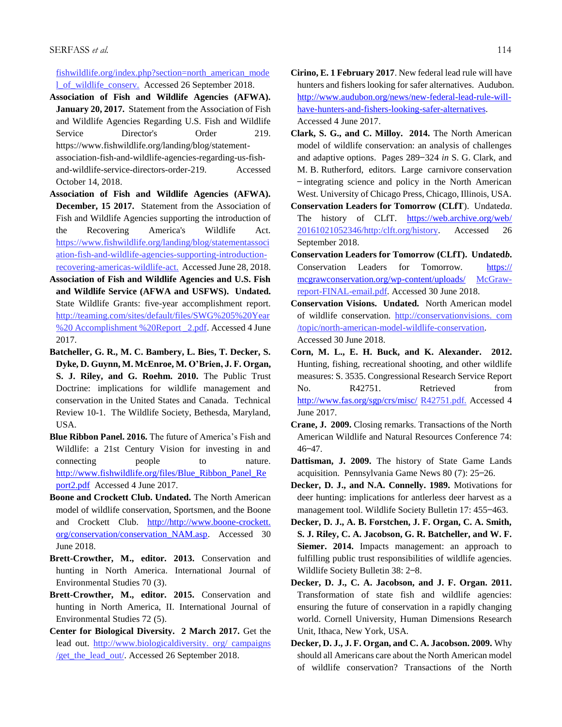fishwildlife.org/index.php?section=north_american_model_of_wildlife_conserv. Accessed 26 September 2018.

**Association of Fish and Wildlife Agencies (AFWA). January 20, 2017.** Statement from the Association of Fish and Wildlife Agencies Regarding U.S. Fish and Wildlife Service Director's Order 219. https://www.fishwildlife.org/landing/blog/statement-association-fish-and-wildlife-agencies-regarding-us-fish-and-wildlife-service-directors-order-219. Accessed October 14, 2018.

**Association of Fish and Wildlife Agencies (AFWA). December, 15 2017.** Statement from the Association of Fish and Wildlife Agencies supporting the introduction of the Recovering America's Wildlife Act. https://www.fishwildlife.org/landing/blog/statementassociation-fish-and-wildlife-agencies-supporting-introduction-recovering-americas-wildlife-act. Accessed June 28, 2018.

**Association of Fish and Wildlife Agencies and U.S. Fish and Wildlife Service (AFWA and USFWS). Undated.** State Wildlife Grants: five-year accomplishment report. http://teaming.com/sites/default/files/SWG%205%20Year%20 Accomplishment %20Report _2.pdf. Accessed 4 June 2017.

**Batcheller, G. R., M. C. Bambery, L. Bies, T. Decker, S. Dyke, D. Guynn, M. McEnroe, M. O'Brien, J. F. Organ, S. J. Riley, and G. Roehm. 2010.** The Public Trust Doctrine: implications for wildlife management and conservation in the United States and Canada. Technical Review 10-1. The Wildlife Society, Bethesda, Maryland, USA.

**Blue Ribbon Panel. 2016.** The future of America's Fish and Wildlife: a 21st Century Vision for investing in and connecting people to nature. http://www.fishwildlife.org/files/Blue_Ribbon_Panel_Report2.pdf Accessed 4 June 2017.

**Boone and Crockett Club. Undated.** The North American model of wildlife conservation, Sportsmen, and the Boone and Crockett Club. http://http://www.boone-crockett.org/conservation/conservation_NAM.asp. Accessed 30 June 2018.

**Brett-Crowther, M., editor. 2013.** Conservation and hunting in North America. International Journal of Environmental Studies 70 (3).

**Brett-Crowther, M., editor. 2015.** Conservation and hunting in North America, II. International Journal of Environmental Studies 72 (5).

**Center for Biological Diversity. 2 March 2017.** Get the lead out. http://www.biologicaldiversity. org/ campaigns /get_the_lead_out/. Accessed 26 September 2018.

**Cirino, E. 1 February 2017**. New federal lead rule will have hunters and fishers looking for safer alternatives. Audubon. http://www.audubon.org/news/new-federal-lead-rule-will-have-hunters-and-fishers-looking-safer-alternatives. Accessed 4 June 2017.

**Clark, S. G., and C. Milloy. 2014.** The North American model of wildlife conservation: an analysis of challenges and adaptive options. Pages 289–324 *in* S. G. Clark, and M. B. Rutherford, editors. Large carnivore conservation – integrating science and policy in the North American West. University of Chicago Press, Chicago, Illinois, USA.

**Conservation Leaders for Tomorrow (CLfT**). Undated*a*. The history of CLfT. https://web.archive.org/web/20161021052346/http:/clft.org/history. Accessed 26 September 2018.

**Conservation Leaders for Tomorrow (CLfT). Undated*b*.** Conservation Leaders for Tomorrow. https://mcgrawconservation.org/wp-content/uploads/ McGraw-report-FINAL-email.pdf. Accessed 30 June 2018.

**Conservation Visions. Undated.** North American model of wildlife conservation. http://conservationvisions. com /topic/north-american-model-wildlife-conservation. Accessed 30 June 2018.

**Corn, M. L., E. H. Buck, and K. Alexander. 2012.** Hunting, fishing, recreational shooting, and other wildlife measures: S. 3535. Congressional Research Service Report No. R42751. Retrieved from http://www.fas.org/sgp/crs/misc/ R42751.pdf. Accessed 4 June 2017.

**Crane, J. 2009.** Closing remarks. Transactions of the North American Wildlife and Natural Resources Conference 74: 46–47.

**Dattisman, J. 2009.** The history of State Game Lands acquisition. Pennsylvania Game News 80 (7): 25–26.

**Decker, D. J., and N.A. Connelly. 1989.** Motivations for deer hunting: implications for antlerless deer harvest as a management tool. Wildlife Society Bulletin 17: 455–463.

**Decker, D. J., A. B. Forstchen, J. F. Organ, C. A. Smith, S. J. Riley, C. A. Jacobson, G. R. Batcheller, and W. F. Siemer. 2014.** Impacts management: an approach to fulfilling public trust responsibilities of wildlife agencies. Wildlife Society Bulletin 38: 2–8.

**Decker, D. J., C. A. Jacobson, and J. F. Organ. 2011.** Transformation of state fish and wildlife agencies: ensuring the future of conservation in a rapidly changing world. Cornell University, Human Dimensions Research Unit, Ithaca, New York, USA.

**Decker, D. J., J. F. Organ, and C. A. Jacobson. 2009.** Why should all Americans care about the North American model of wildlife conservation? Transactions of the North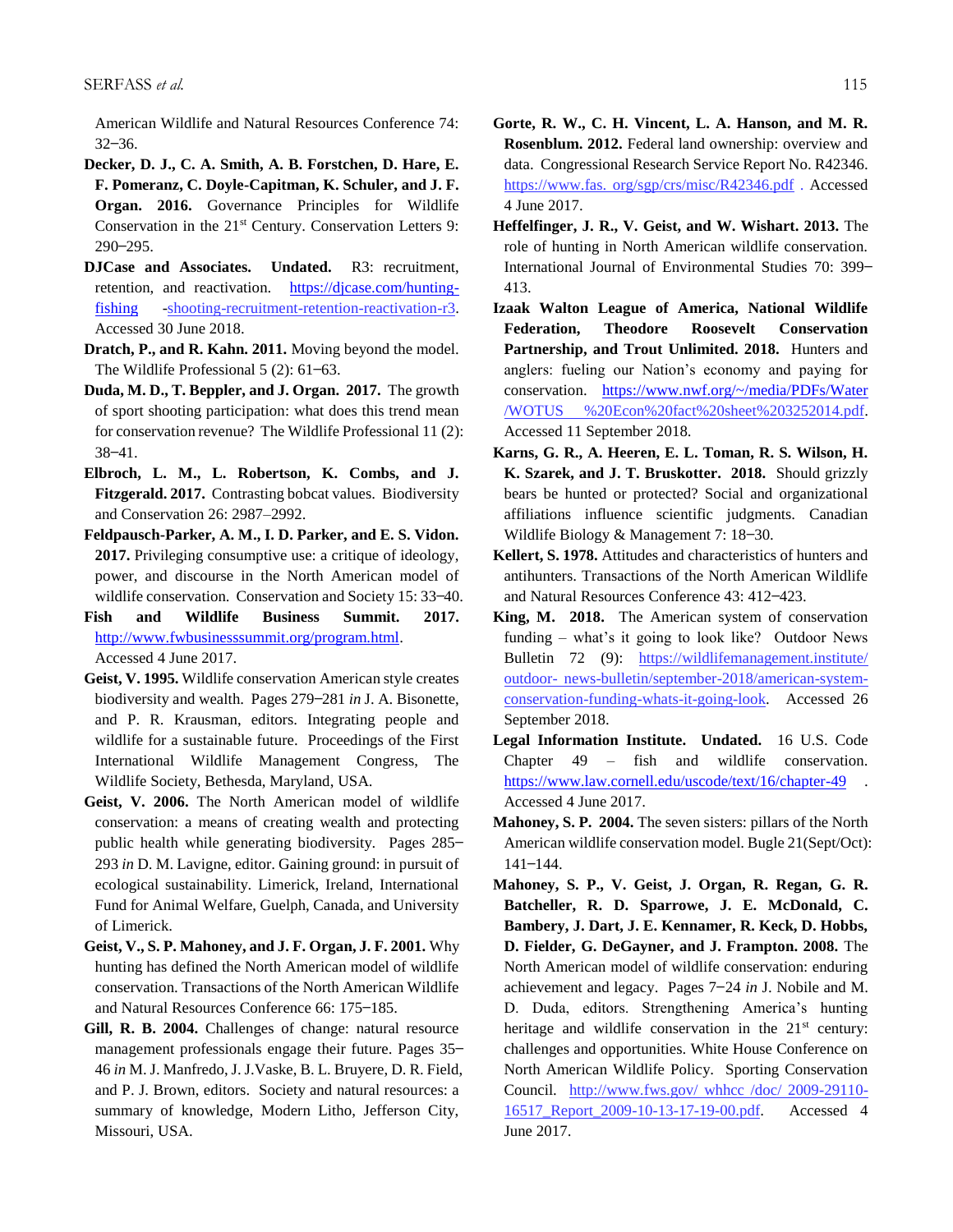American Wildlife and Natural Resources Conference 74: 32–36.

**Decker, D. J., C. A. Smith, A. B. Forstchen, D. Hare, E. F. Pomeranz, C. Doyle-Capitman, K. Schuler, and J. F. Organ. 2016.** Governance Principles for Wildlife Conservation in the 21st Century. Conservation Letters 9: 290–295.

**DJCase and Associates. Undated.** R3: recruitment, retention, and reactivation. https://djcase.com/hunting-fishing -shooting-recruitment-retention-reactivation-r3. Accessed 30 June 2018.

**Dratch, P., and R. Kahn. 2011.** Moving beyond the model. The Wildlife Professional 5 (2): 61–63.

**Duda, M. D., T. Beppler, and J. Organ. 2017.** The growth of sport shooting participation: what does this trend mean for conservation revenue? The Wildlife Professional 11 (2): 38–41.

**Elbroch, L. M., L. Robertson, K. Combs, and J. Fitzgerald. 2017.** Contrasting bobcat values. Biodiversity and Conservation 26: 2987–2992.

**Feldpausch-Parker, A. M., I. D. Parker, and E. S. Vidon. 2017.** Privileging consumptive use: a critique of ideology, power, and discourse in the North American model of wildlife conservation. Conservation and Society 15: 33–40.

**Fish and Wildlife Business Summit. 2017.** http://www.fwbusinesssummit.org/program.html. Accessed 4 June 2017.

**Geist, V. 1995.** Wildlife conservation American style creates biodiversity and wealth. Pages 279–281 *in* J. A. Bisonette, and P. R. Krausman, editors. Integrating people and wildlife for a sustainable future. Proceedings of the First International Wildlife Management Congress, The Wildlife Society, Bethesda, Maryland, USA.

**Geist, V. 2006.** The North American model of wildlife conservation: a means of creating wealth and protecting public health while generating biodiversity. Pages 285–293 *in* D. M. Lavigne, editor. Gaining ground: in pursuit of ecological sustainability. Limerick, Ireland, International Fund for Animal Welfare, Guelph, Canada, and University of Limerick.

**Geist, V., S. P. Mahoney, and J. F. Organ, J. F. 2001.** Why hunting has defined the North American model of wildlife conservation. Transactions of the North American Wildlife and Natural Resources Conference 66: 175–185.

**Gill, R. B. 2004.** Challenges of change: natural resource management professionals engage their future. Pages 35–46 *in* M. J. Manfredo, J. J.Vaske, B. L. Bruyere, D. R. Field, and P. J. Brown, editors. Society and natural resources: a summary of knowledge, Modern Litho, Jefferson City, Missouri, USA.

**Gorte, R. W., C. H. Vincent, L. A. Hanson, and M. R. Rosenblum. 2012.** Federal land ownership: overview and data. Congressional Research Service Report No. R42346. https://www.fas. org/sgp/crs/misc/R42346.pdf . Accessed 4 June 2017.

**Heffelfinger, J. R., V. Geist, and W. Wishart. 2013.** The role of hunting in North American wildlife conservation. International Journal of Environmental Studies 70: 399–413.

**Izaak Walton League of America, National Wildlife Federation, Theodore Roosevelt Conservation Partnership, and Trout Unlimited. 2018.** Hunters and anglers: fueling our Nation's economy and paying for conservation. https://www.nwf.org/~/media/PDFs/Water /WOTUS %20Econ%20fact%20sheet%203252014.pdf. Accessed 11 September 2018.

**Karns, G. R., A. Heeren, E. L. Toman, R. S. Wilson, H. K. Szarek, and J. T. Bruskotter. 2018.** Should grizzly bears be hunted or protected? Social and organizational affiliations influence scientific judgments. Canadian Wildlife Biology & Management 7: 18–30.

**Kellert, S. 1978.** Attitudes and characteristics of hunters and antihunters. Transactions of the North American Wildlife and Natural Resources Conference 43: 412–423.

**King, M. 2018.** The American system of conservation funding – what's it going to look like? Outdoor News Bulletin 72 (9): https://wildlifemanagement.institute/ outdoor- news-bulletin/september-2018/american-system-conservation-funding-whats-it-going-look. Accessed 26 September 2018.

**Legal Information Institute. Undated.** 16 U.S. Code Chapter 49 – fish and wildlife conservation. https://www.law.cornell.edu/uscode/text/16/chapter-49 . Accessed 4 June 2017.

**Mahoney, S. P. 2004.** The seven sisters: pillars of the North American wildlife conservation model. Bugle 21(Sept/Oct): 141–144.

**Mahoney, S. P., V. Geist, J. Organ, R. Regan, G. R. Batcheller, R. D. Sparrowe, J. E. McDonald, C. Bambery, J. Dart, J. E. Kennamer, R. Keck, D. Hobbs, D. Fielder, G. DeGayner, and J. Frampton. 2008.** The North American model of wildlife conservation: enduring achievement and legacy. Pages 7–24 *in* J. Nobile and M. D. Duda, editors. Strengthening America's hunting heritage and wildlife conservation in the 21st century: challenges and opportunities. White House Conference on North American Wildlife Policy. Sporting Conservation Council. http://www.fws.gov/ whhcc /doc/ 2009-29110-16517_Report_2009-10-13-17-19-00.pdf. Accessed 4 June 2017.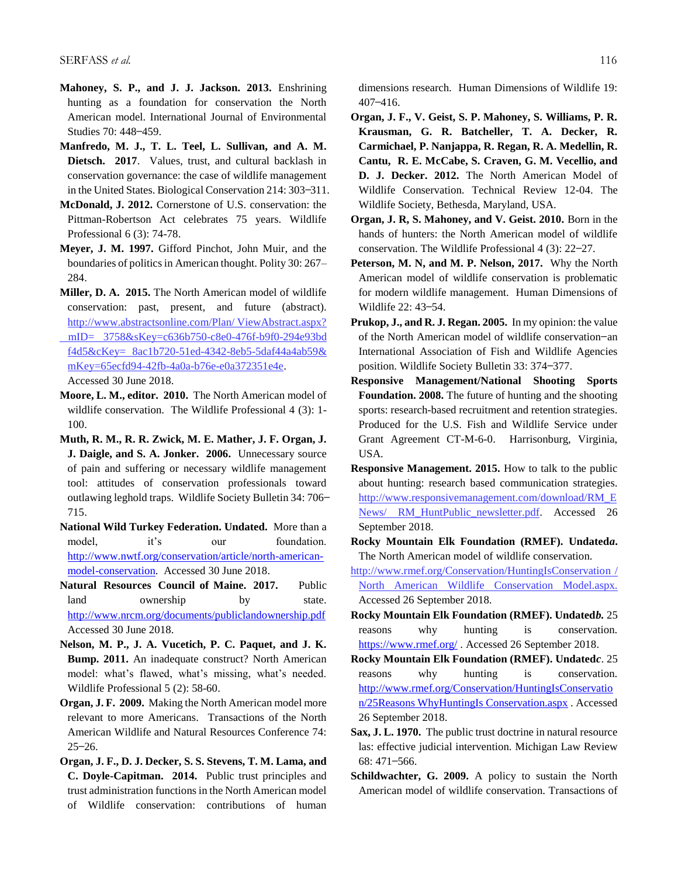**Mahoney, S. P., and J. J. Jackson. 2013.** Enshrining hunting as a foundation for conservation the North American model. International Journal of Environmental Studies 70: 448−459.

**Manfredo, M. J., T. L. Teel, L. Sullivan, and A. M. Dietsch. 2017**. Values, trust, and cultural backlash in conservation governance: the case of wildlife management in the United States. Biological Conservation 214: 303−311.

**McDonald, J. 2012.** Cornerstone of U.S. conservation: the Pittman-Robertson Act celebrates 75 years. Wildlife Professional 6 (3): 74-78.

**Meyer, J. M. 1997.** Gifford Pinchot, John Muir, and the boundaries of politics in American thought. Polity 30: 267–284.

**Miller, D. A. 2015.** The North American model of wildlife conservation: past, present, and future (abstract). http://www.abstractsonline.com/Plan/ ViewAbstract.aspx? mID= 3758&sKey=c636b750-c8e0-476f-b9f0-294e93bdf4d5&cKey= 8ac1b720-51ed-4342-8eb5-5daf44a4ab59&mKey=65ecfd94-42fb-4a0a-b76e-e0a372351e4e. Accessed 30 June 2018.

**Moore, L. M., editor. 2010.** The North American model of wildlife conservation. The Wildlife Professional 4 (3): 1-100.

**Muth, R. M., R. R. Zwick, M. E. Mather, J. F. Organ, J. J. Daigle, and S. A. Jonker. 2006.** Unnecessary source of pain and suffering or necessary wildlife management tool: attitudes of conservation professionals toward outlawing leghold traps. Wildlife Society Bulletin 34: 706−715.

**National Wild Turkey Federation. Undated.** More than a model, it's our foundation. http://www.nwtf.org/conservation/article/north-american-model-conservation. Accessed 30 June 2018.

**Natural Resources Council of Maine. 2017.** Public land ownership by state. http://www.nrcm.org/documents/publiclandownership.pdf Accessed 30 June 2018.

**Nelson, M. P., J. A. Vucetich, P. C. Paquet, and J. K. Bump. 2011.** An inadequate construct? North American model: what's flawed, what's missing, what's needed. Wildlife Professional 5 (2): 58-60.

**Organ, J. F. 2009.** Making the North American model more relevant to more Americans. Transactions of the North American Wildlife and Natural Resources Conference 74: 25−26.

**Organ, J. F., D. J. Decker, S. S. Stevens, T. M. Lama, and C. Doyle-Capitman. 2014.** Public trust principles and trust administration functions in the North American model of Wildlife conservation: contributions of human dimensions research. Human Dimensions of Wildlife 19: 407−416.

**Organ, J. F., V. Geist, S. P. Mahoney, S. Williams, P. R. Krausman, G. R. Batcheller, T. A. Decker, R. Carmichael, P. Nanjappa, R. Regan, R. A. Medellin, R. Cantu, R. E. McCabe, S. Craven, G. M. Vecellio, and D. J. Decker. 2012.** The North American Model of Wildlife Conservation. Technical Review 12-04. The Wildlife Society, Bethesda, Maryland, USA.

**Organ, J. R, S. Mahoney, and V. Geist. 2010.** Born in the hands of hunters: the North American model of wildlife conservation. The Wildlife Professional 4 (3): 22−27.

**Peterson, M. N, and M. P. Nelson, 2017.** Why the North American model of wildlife conservation is problematic for modern wildlife management. Human Dimensions of Wildlife 22: 43−54.

**Prukop, J., and R. J. Regan. 2005.** In my opinion: the value of the North American model of wildlife conservation−an International Association of Fish and Wildlife Agencies position. Wildlife Society Bulletin 33: 374−377.

**Responsive Management/National Shooting Sports Foundation. 2008.** The future of hunting and the shooting sports: research-based recruitment and retention strategies. Produced for the U.S. Fish and Wildlife Service under Grant Agreement CT-M-6-0. Harrisonburg, Virginia, USA.

**Responsive Management. 2015.** How to talk to the public about hunting: research based communication strategies. http://www.responsivemanagement.com/download/RM_ENews/ RM_HuntPublic_newsletter.pdf. Accessed 26 September 2018.

**Rocky Mountain Elk Foundation (RMEF). Undated*a*.** The North American model of wildlife conservation. http://www.rmef.org/Conservation/HuntingIsConservation / North American Wildlife Conservation Model.aspx. Accessed 26 September 2018.

**Rocky Mountain Elk Foundation (RMEF). Undated*b*.** 25 reasons why hunting is conservation. https://www.rmef.org/ . Accessed 26 September 2018.

**Rocky Mountain Elk Foundation (RMEF). Undated*c*.** 25 reasons why hunting is conservation. http://www.rmef.org/Conservation/HuntingIsConservation/25Reasons WhyHuntingIs Conservation.aspx . Accessed 26 September 2018.

**Sax, J. L. 1970.** The public trust doctrine in natural resource las: effective judicial intervention. Michigan Law Review 68: 471−566.

**Schildwachter, G. 2009.** A policy to sustain the North American model of wildlife conservation. Transactions of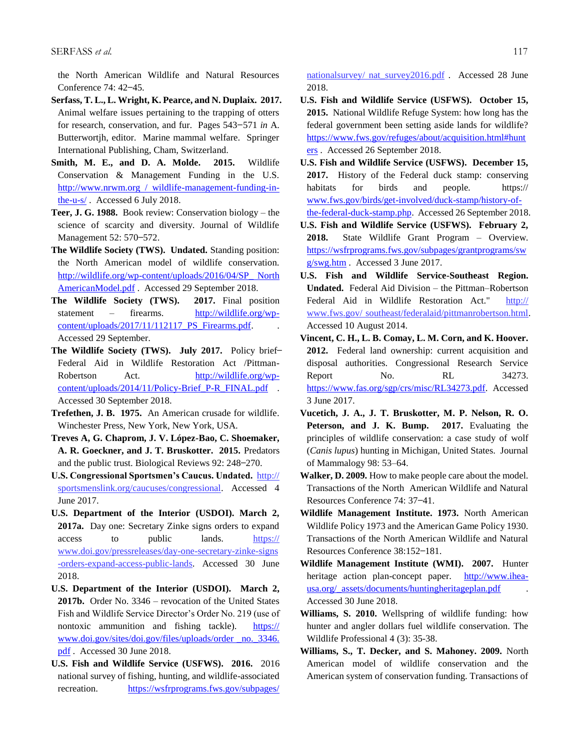the North American Wildlife and Natural Resources Conference 74: 42–45.

**Serfass, T. L., L. Wright, K. Pearce, and N. Duplaix. 2017.** Animal welfare issues pertaining to the trapping of otters for research, conservation, and fur. Pages 543–571 *in* A. Butterwortjh, editor. Marine mammal welfare. Springer International Publishing, Cham, Switzerland.

**Smith, M. E., and D. A. Molde. 2015.** Wildlife Conservation & Management Funding in the U.S. http://www.nrwm.org / wildlife-management-funding-in-the-u-s/ . Accessed 6 July 2018.

**Teer, J. G. 1988.** Book review: Conservation biology – the science of scarcity and diversity. Journal of Wildlife Management 52: 570–572.

**The Wildlife Society (TWS). Undated.** Standing position: the North American model of wildlife conservation. http://wildlife.org/wp-content/uploads/2016/04/SP_ North AmericanModel.pdf . Accessed 29 September 2018.

**The Wildlife Society (TWS). 2017.** Final position statement – firearms. http://wildlife.org/wp-content/uploads/2017/11/112117_PS_Firearms.pdf. . Accessed 29 September.

**The Wildlife Society (TWS). July 2017.** Policy brief–Federal Aid in Wildlife Restoration Act /Pittman-Robertson Act. http://wildlife.org/wp-content/uploads/2014/11/Policy-Brief_P-R_FINAL.pdf . Accessed 30 September 2018.

**Trefethen, J. B. 1975.** An American crusade for wildlife. Winchester Press, New York, New York, USA.

**Treves A, G. Chapron, J. V. López-Bao, C. Shoemaker, A. R. Goeckner, and J. T. Bruskotter. 2015.** Predators and the public trust. Biological Reviews 92: 248–270.

**U.S. Congressional Sportsmen's Caucus. Undated.** http:// sportsmenslink.org/caucuses/congressional. Accessed 4 June 2017.

**U.S. Department of the Interior (USDOI). March 2, 2017a.** Day one: Secretary Zinke signs orders to expand access to public lands. https:// www.doi.gov/pressreleases/day-one-secretary-zinke-signs -orders-expand-access-public-lands. Accessed 30 June 2018.

**U.S. Department of the Interior (USDOI). March 2, 2017b.** Order No. 3346 – revocation of the United States Fish and Wildlife Service Director's Order No. 219 (use of nontoxic ammunition and fishing tackle). https:// www.doi.gov/sites/doi.gov/files/uploads/order _no._3346. pdf . Accessed 30 June 2018.

**U.S. Fish and Wildlife Service (USFWS). 2016.** 2016 national survey of fishing, hunting, and wildlife-associated recreation. https://wsfrprograms.fws.gov/subpages/ nationalsurvey/ nat_survey2016.pdf . Accessed 28 June 2018.

**U.S. Fish and Wildlife Service (USFWS). October 15, 2015.** National Wildlife Refuge System: how long has the federal government been setting aside lands for wildlife? https://www.fws.gov/refuges/about/acquisition.html#hunt ers . Accessed 26 September 2018.

**U.S. Fish and Wildlife Service (USFWS). December 15, 2017.** History of the Federal duck stamp: conserving habitats for birds and people. https:// www.fws.gov/birds/get-involved/duck-stamp/history-of-the-federal-duck-stamp.php. Accessed 26 September 2018.

**U.S. Fish and Wildlife Service (USFWS). February 2, 2018.** State Wildlife Grant Program – Overview. https://wsfrprograms.fws.gov/subpages/grantprograms/sw g/swg.htm . Accessed 3 June 2017.

**U.S. Fish and Wildlife Service-Southeast Region. Undated.** Federal Aid Division – the Pittman–Robertson Federal Aid in Wildlife Restoration Act." http:// www.fws.gov/ southeast/federalaid/pittmanrobertson.html. Accessed 10 August 2014.

**Vincent, C. H., L. B. Comay, L. M. Corn, and K. Hoover. 2012.** Federal land ownership: current acquisition and disposal authorities. Congressional Research Service Report No. RL 34273. https://www.fas.org/sgp/crs/misc/RL34273.pdf. Accessed 3 June 2017.

**Vucetich, J. A., J. T. Bruskotter, M. P. Nelson, R. O. Peterson, and J. K. Bump. 2017.** Evaluating the principles of wildlife conservation: a case study of wolf (*Canis lupus*) hunting in Michigan, United States. Journal of Mammalogy 98: 53–64.

**Walker, D. 2009.** How to make people care about the model. Transactions of the North American Wildlife and Natural Resources Conference 74: 37–41.

**Wildlife Management Institute. 1973.** North American Wildlife Policy 1973 and the American Game Policy 1930. Transactions of the North American Wildlife and Natural Resources Conference 38:152–181.

**Wildlife Management Institute (WMI). 2007.** Hunter heritage action plan-concept paper. http://www.ihea-usa.org/_assets/documents/huntingheritageplan.pdf . Accessed 30 June 2018.

**Williams, S. 2010.** Wellspring of wildlife funding: how hunter and angler dollars fuel wildlife conservation. The Wildlife Professional 4 (3): 35-38.

**Williams, S., T. Decker, and S. Mahoney. 2009.** North American model of wildlife conservation and the American system of conservation funding. Transactions of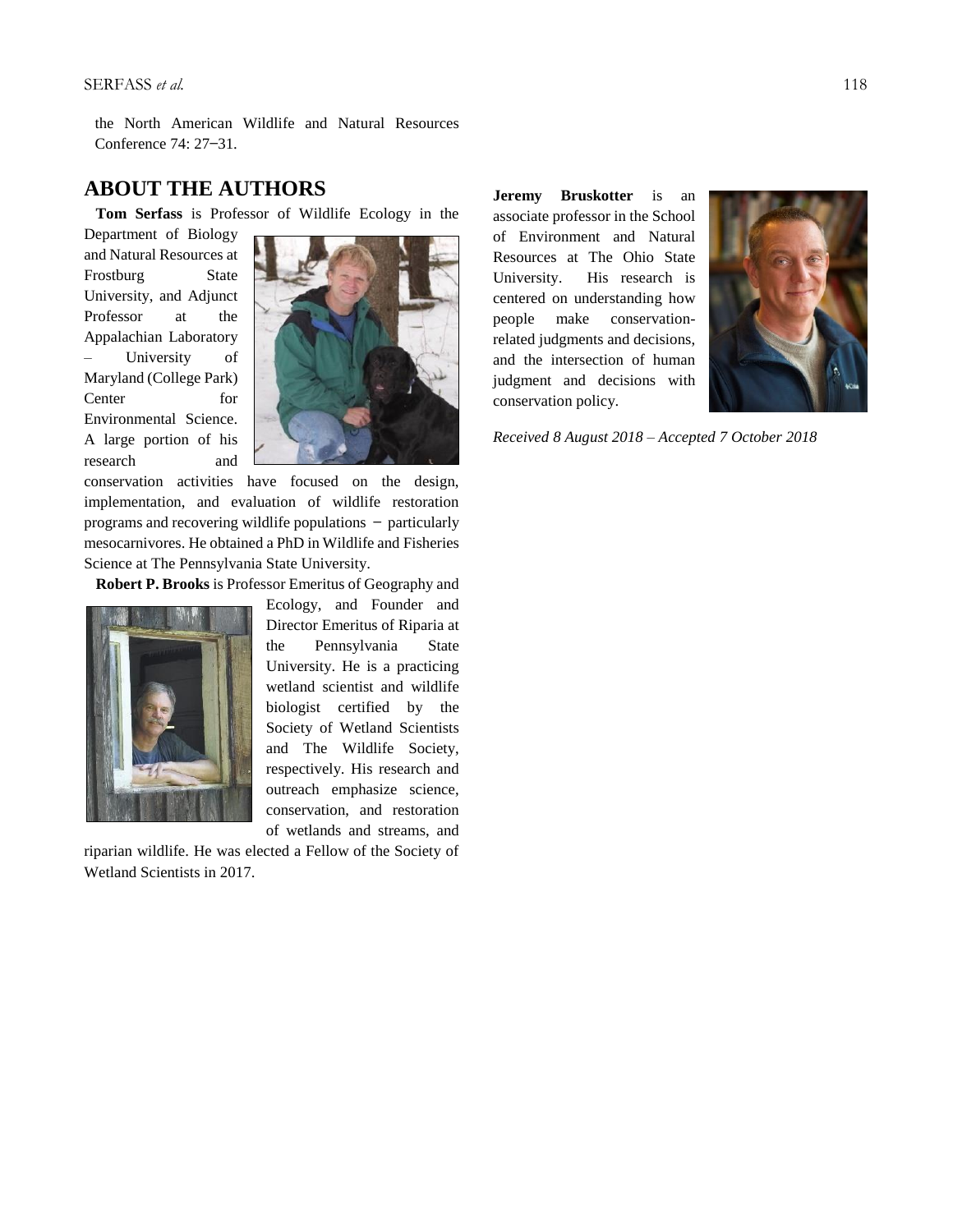the North American Wildlife and Natural Resources Conference 74: 27–31.

## ABOUT THE AUTHORS

**Tom Serfass** is Professor of Wildlife Ecology in the Department of Biology and Natural Resources at Frostburg State University, and Adjunct Professor at the Appalachian Laboratory – University of Maryland (College Park) Center for Environmental Science. A large portion of his research and conservation activities have focused on the design, implementation, and evaluation of wildlife restoration programs and recovering wildlife populations − particularly mesocarnivores. He obtained a PhD in Wildlife and Fisheries Science at The Pennsylvania State University.

**Robert P. Brooks** is Professor Emeritus of Geography and Ecology, and Founder and Director Emeritus of Riparia at the Pennsylvania State University. He is a practicing wetland scientist and wildlife biologist certified by the Society of Wetland Scientists and The Wildlife Society, respectively. His research and outreach emphasize science, conservation, and restoration of wetlands and streams, and riparian wildlife. He was elected a Fellow of the Society of Wetland Scientists in 2017.

**Jeremy Bruskotter** is an associate professor in the School of Environment and Natural Resources at The Ohio State University. His research is centered on understanding how people make conservation-related judgments and decisions, and the intersection of human judgment and decisions with conservation policy.

*Received 8 August 2018 – Accepted 7 October 2018*